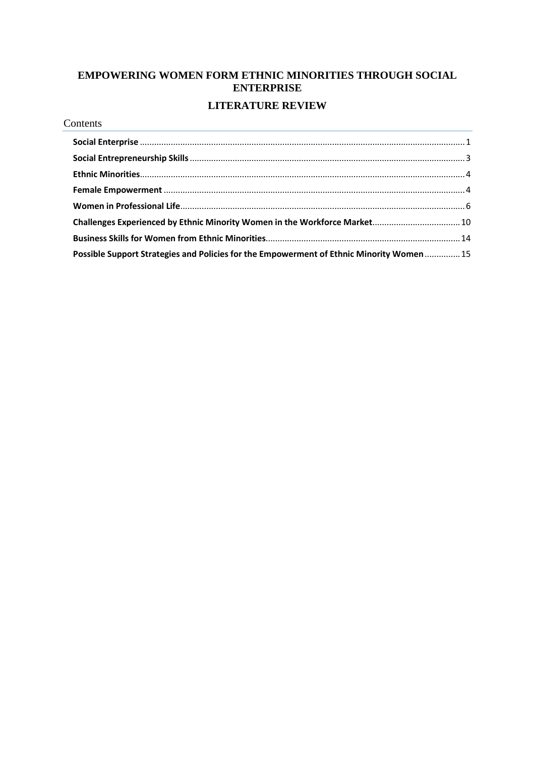# EMPOWERING WOMEN FORM ETHNIC MINORITIES THROUGH SOCIAL ENTERPRISE

## LITERATURE REVIEW

Contents

**Social Enterprise** ........................................................................ 1

**Social Entrepreneurship Skills** ........................................................ 3

**Ethnic Minorities** ......................................................................... 4

**Female Empowerment** .................................................................. 4

**Women in Professional Life** ........................................................... 6

**Challenges Experienced by Ethnic Minority Women in the Workforce Market** ............ 10

**Business Skills for Women from Ethnic Minorities** ........................................ 14

**Possible Support Strategies and Policies for the Empowerment of Ethnic Minority Women** ............ 15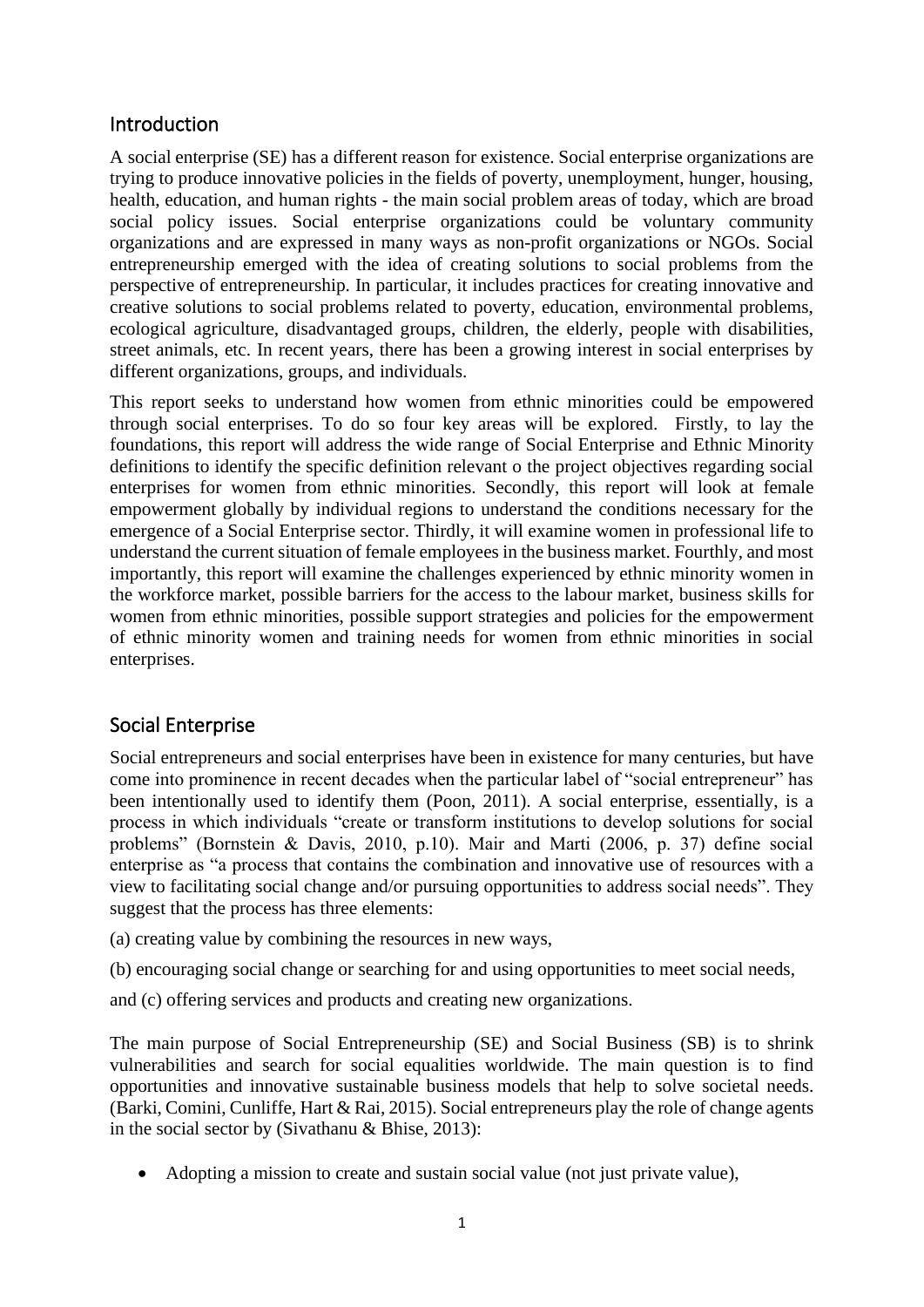## Introduction

A social enterprise (SE) has a different reason for existence. Social enterprise organizations are trying to produce innovative policies in the fields of poverty, unemployment, hunger, housing, health, education, and human rights - the main social problem areas of today, which are broad social policy issues. Social enterprise organizations could be voluntary community organizations and are expressed in many ways as non-profit organizations or NGOs. Social entrepreneurship emerged with the idea of creating solutions to social problems from the perspective of entrepreneurship. In particular, it includes practices for creating innovative and creative solutions to social problems related to poverty, education, environmental problems, ecological agriculture, disadvantaged groups, children, the elderly, people with disabilities, street animals, etc. In recent years, there has been a growing interest in social enterprises by different organizations, groups, and individuals.

This report seeks to understand how women from ethnic minorities could be empowered through social enterprises. To do so four key areas will be explored. Firstly, to lay the foundations, this report will address the wide range of Social Enterprise and Ethnic Minority definitions to identify the specific definition relevant o the project objectives regarding social enterprises for women from ethnic minorities. Secondly, this report will look at female empowerment globally by individual regions to understand the conditions necessary for the emergence of a Social Enterprise sector. Thirdly, it will examine women in professional life to understand the current situation of female employees in the business market. Fourthly, and most importantly, this report will examine the challenges experienced by ethnic minority women in the workforce market, possible barriers for the access to the labour market, business skills for women from ethnic minorities, possible support strategies and policies for the empowerment of ethnic minority women and training needs for women from ethnic minorities in social enterprises.

## Social Enterprise

Social entrepreneurs and social enterprises have been in existence for many centuries, but have come into prominence in recent decades when the particular label of "social entrepreneur" has been intentionally used to identify them (Poon, 2011). A social enterprise, essentially, is a process in which individuals "create or transform institutions to develop solutions for social problems" (Bornstein & Davis, 2010, p.10). Mair and Marti (2006, p. 37) define social enterprise as "a process that contains the combination and innovative use of resources with a view to facilitating social change and/or pursuing opportunities to address social needs". They suggest that the process has three elements:

(a) creating value by combining the resources in new ways,

(b) encouraging social change or searching for and using opportunities to meet social needs,

and (c) offering services and products and creating new organizations.

The main purpose of Social Entrepreneurship (SE) and Social Business (SB) is to shrink vulnerabilities and search for social equalities worldwide. The main question is to find opportunities and innovative sustainable business models that help to solve societal needs. (Barki, Comini, Cunliffe, Hart & Rai, 2015). Social entrepreneurs play the role of change agents in the social sector by (Sivathanu & Bhise, 2013):

- Adopting a mission to create and sustain social value (not just private value),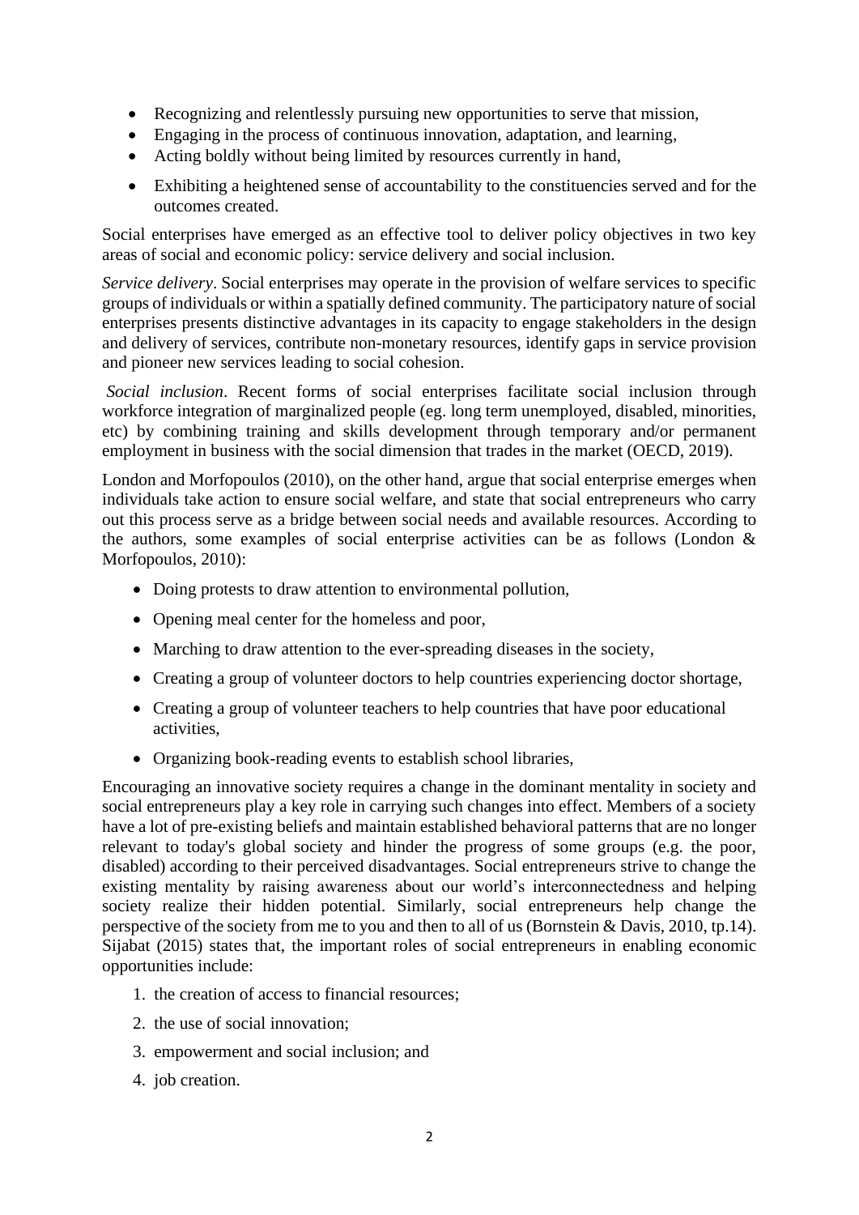- Recognizing and relentlessly pursuing new opportunities to serve that mission,
- Engaging in the process of continuous innovation, adaptation, and learning,
- Acting boldly without being limited by resources currently in hand,
- Exhibiting a heightened sense of accountability to the constituencies served and for the outcomes created.

Social enterprises have emerged as an effective tool to deliver policy objectives in two key areas of social and economic policy: service delivery and social inclusion.

*Service delivery*. Social enterprises may operate in the provision of welfare services to specific groups of individuals or within a spatially defined community. The participatory nature of social enterprises presents distinctive advantages in its capacity to engage stakeholders in the design and delivery of services, contribute non-monetary resources, identify gaps in service provision and pioneer new services leading to social cohesion.

*Social inclusion*. Recent forms of social enterprises facilitate social inclusion through workforce integration of marginalized people (eg. long term unemployed, disabled, minorities, etc) by combining training and skills development through temporary and/or permanent employment in business with the social dimension that trades in the market (OECD, 2019).

London and Morfopoulos (2010), on the other hand, argue that social enterprise emerges when individuals take action to ensure social welfare, and state that social entrepreneurs who carry out this process serve as a bridge between social needs and available resources. According to the authors, some examples of social enterprise activities can be as follows (London & Morfopoulos, 2010):

- Doing protests to draw attention to environmental pollution,
- Opening meal center for the homeless and poor,
- Marching to draw attention to the ever-spreading diseases in the society,
- Creating a group of volunteer doctors to help countries experiencing doctor shortage,
- Creating a group of volunteer teachers to help countries that have poor educational activities,
- Organizing book-reading events to establish school libraries,

Encouraging an innovative society requires a change in the dominant mentality in society and social entrepreneurs play a key role in carrying such changes into effect. Members of a society have a lot of pre-existing beliefs and maintain established behavioral patterns that are no longer relevant to today's global society and hinder the progress of some groups (e.g. the poor, disabled) according to their perceived disadvantages. Social entrepreneurs strive to change the existing mentality by raising awareness about our world's interconnectedness and helping society realize their hidden potential. Similarly, social entrepreneurs help change the perspective of the society from me to you and then to all of us (Bornstein & Davis, 2010, tp.14). Sijabat (2015) states that, the important roles of social entrepreneurs in enabling economic opportunities include:

1. the creation of access to financial resources;
2. the use of social innovation;
3. empowerment and social inclusion; and
4. job creation.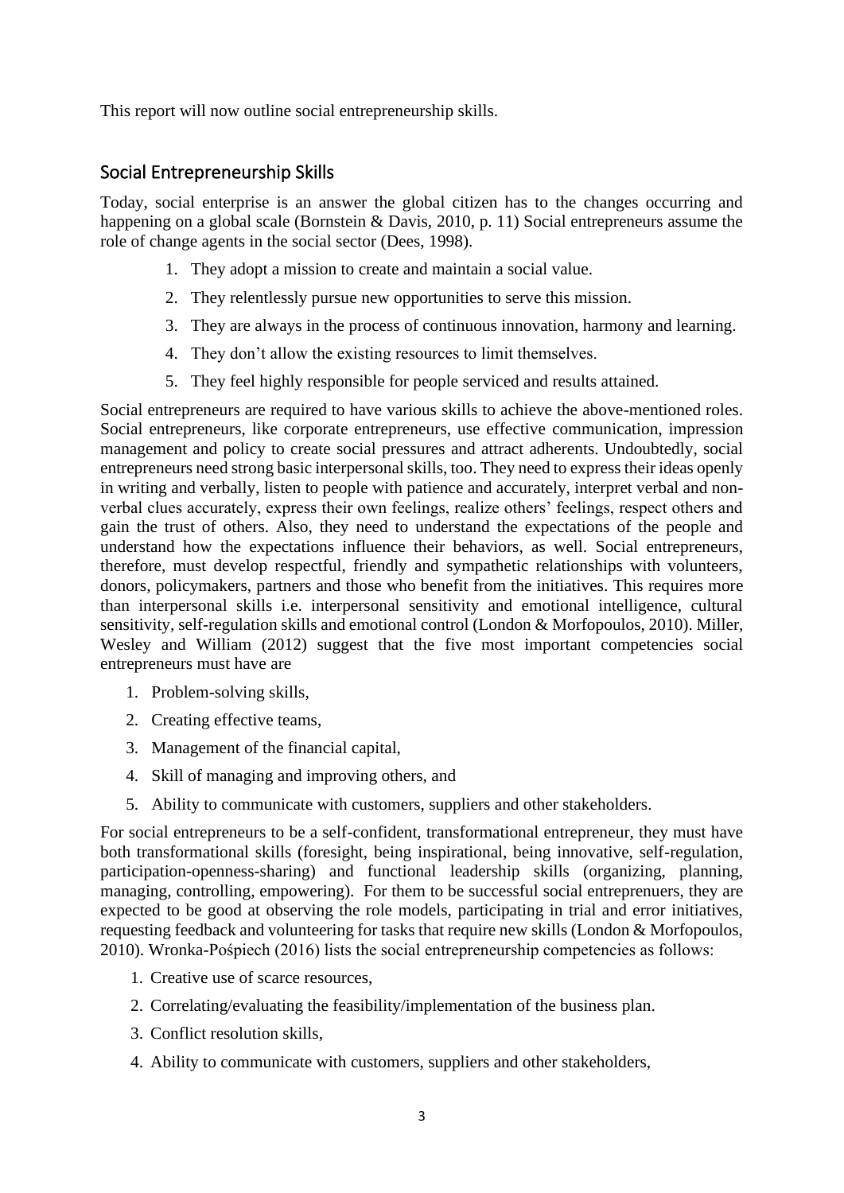This report will now outline social entrepreneurship skills.

## Social Entrepreneurship Skills

Today, social enterprise is an answer the global citizen has to the changes occurring and happening on a global scale (Bornstein & Davis, 2010, p. 11) Social entrepreneurs assume the role of change agents in the social sector (Dees, 1998).

1. They adopt a mission to create and maintain a social value.
2. They relentlessly pursue new opportunities to serve this mission.
3. They are always in the process of continuous innovation, harmony and learning.
4. They don't allow the existing resources to limit themselves.
5. They feel highly responsible for people serviced and results attained.

Social entrepreneurs are required to have various skills to achieve the above-mentioned roles. Social entrepreneurs, like corporate entrepreneurs, use effective communication, impression management and policy to create social pressures and attract adherents. Undoubtedly, social entrepreneurs need strong basic interpersonal skills, too. They need to express their ideas openly in writing and verbally, listen to people with patience and accurately, interpret verbal and non-verbal clues accurately, express their own feelings, realize others' feelings, respect others and gain the trust of others. Also, they need to understand the expectations of the people and understand how the expectations influence their behaviors, as well. Social entrepreneurs, therefore, must develop respectful, friendly and sympathetic relationships with volunteers, donors, policymakers, partners and those who benefit from the initiatives. This requires more than interpersonal skills i.e. interpersonal sensitivity and emotional intelligence, cultural sensitivity, self-regulation skills and emotional control (London & Morfopoulos, 2010). Miller, Wesley and William (2012) suggest that the five most important competencies social entrepreneurs must have are

1. Problem-solving skills,
2. Creating effective teams,
3. Management of the financial capital,
4. Skill of managing and improving others, and
5. Ability to communicate with customers, suppliers and other stakeholders.

For social entrepreneurs to be a self-confident, transformational entrepreneur, they must have both transformational skills (foresight, being inspirational, being innovative, self-regulation, participation-openness-sharing) and functional leadership skills (organizing, planning, managing, controlling, empowering). For them to be successful social entreprenuers, they are expected to be good at observing the role models, participating in trial and error initiatives, requesting feedback and volunteering for tasks that require new skills (London & Morfopoulos, 2010). Wronka-Pośpiech (2016) lists the social entrepreneurship competencies as follows:

1. Creative use of scarce resources,
2. Correlating/evaluating the feasibility/implementation of the business plan.
3. Conflict resolution skills,
4. Ability to communicate with customers, suppliers and other stakeholders,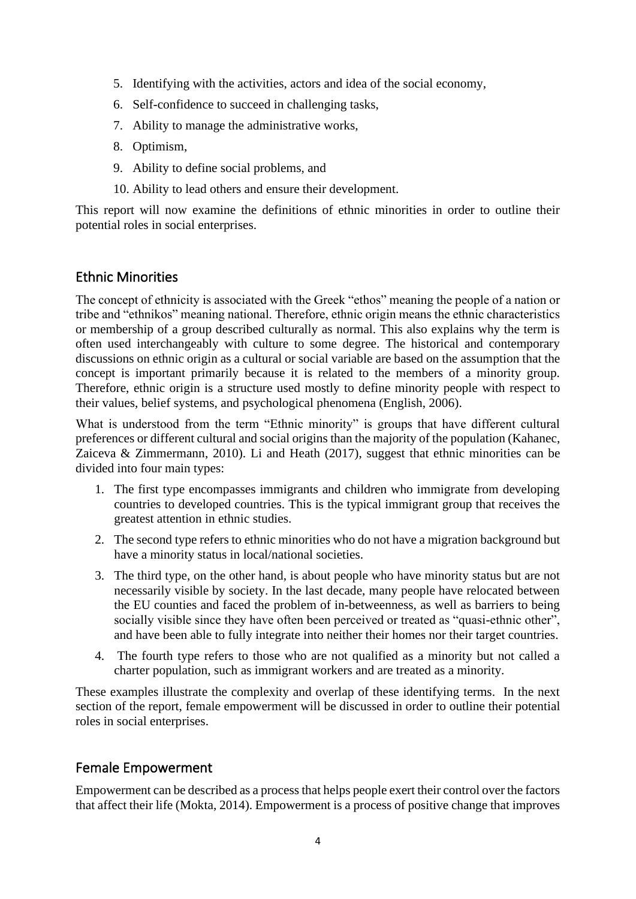5. Identifying with the activities, actors and idea of the social economy,
6. Self-confidence to succeed in challenging tasks,
7. Ability to manage the administrative works,
8. Optimism,
9. Ability to define social problems, and
10. Ability to lead others and ensure their development.

This report will now examine the definitions of ethnic minorities in order to outline their potential roles in social enterprises.

## Ethnic Minorities

The concept of ethnicity is associated with the Greek "ethos" meaning the people of a nation or tribe and "ethnikos" meaning national. Therefore, ethnic origin means the ethnic characteristics or membership of a group described culturally as normal. This also explains why the term is often used interchangeably with culture to some degree. The historical and contemporary discussions on ethnic origin as a cultural or social variable are based on the assumption that the concept is important primarily because it is related to the members of a minority group. Therefore, ethnic origin is a structure used mostly to define minority people with respect to their values, belief systems, and psychological phenomena (English, 2006).

What is understood from the term "Ethnic minority" is groups that have different cultural preferences or different cultural and social origins than the majority of the population (Kahanec, Zaiceva & Zimmermann, 2010). Li and Heath (2017), suggest that ethnic minorities can be divided into four main types:

1. The first type encompasses immigrants and children who immigrate from developing countries to developed countries. This is the typical immigrant group that receives the greatest attention in ethnic studies.
2. The second type refers to ethnic minorities who do not have a migration background but have a minority status in local/national societies.
3. The third type, on the other hand, is about people who have minority status but are not necessarily visible by society. In the last decade, many people have relocated between the EU counties and faced the problem of in-betweenness, as well as barriers to being socially visible since they have often been perceived or treated as "quasi-ethnic other", and have been able to fully integrate into neither their homes nor their target countries.
4. The fourth type refers to those who are not qualified as a minority but not called a charter population, such as immigrant workers and are treated as a minority.

These examples illustrate the complexity and overlap of these identifying terms. In the next section of the report, female empowerment will be discussed in order to outline their potential roles in social enterprises.

## Female Empowerment

Empowerment can be described as a process that helps people exert their control over the factors that affect their life (Mokta, 2014). Empowerment is a process of positive change that improves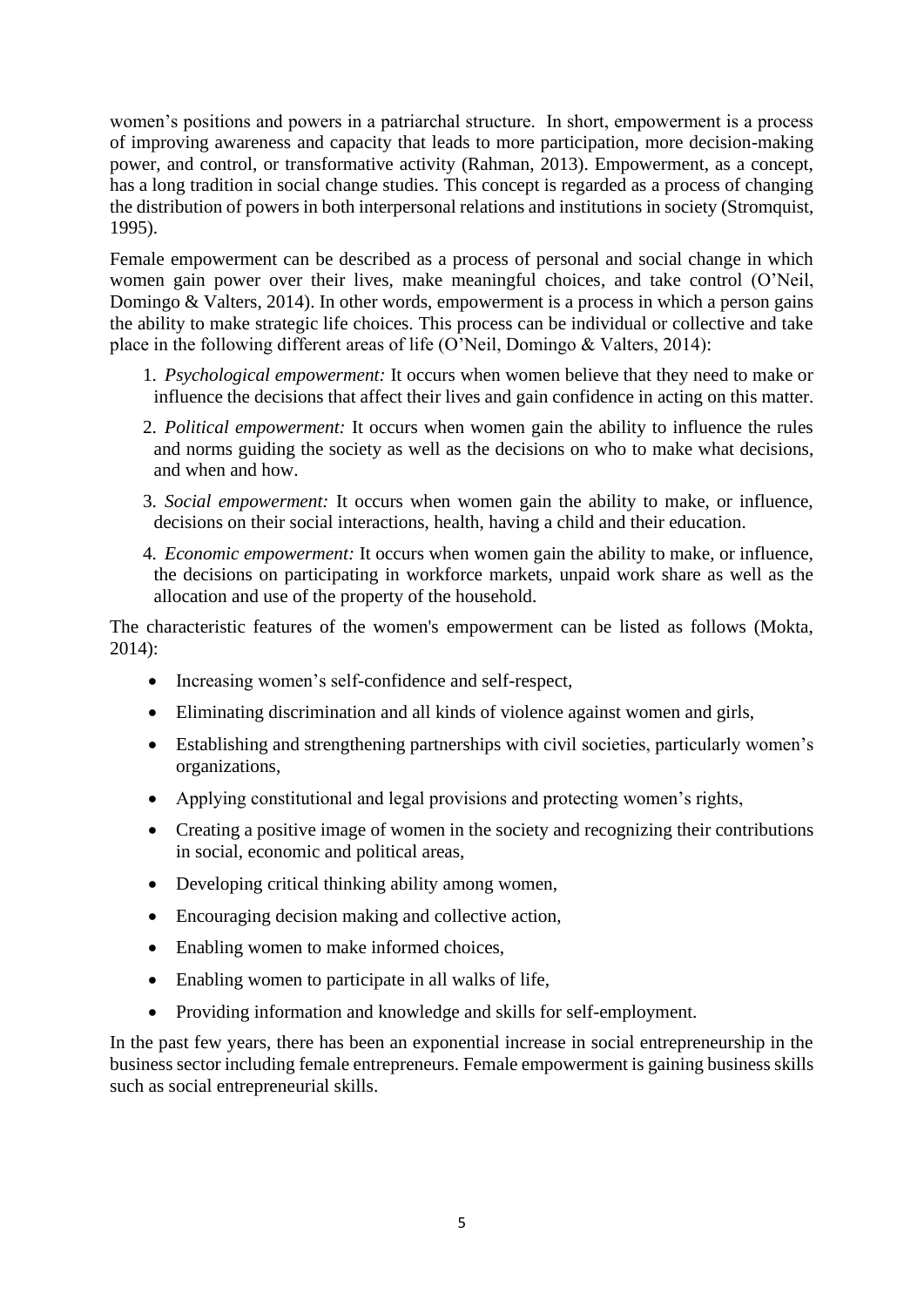women's positions and powers in a patriarchal structure. In short, empowerment is a process of improving awareness and capacity that leads to more participation, more decision-making power, and control, or transformative activity (Rahman, 2013). Empowerment, as a concept, has a long tradition in social change studies. This concept is regarded as a process of changing the distribution of powers in both interpersonal relations and institutions in society (Stromquist, 1995).

Female empowerment can be described as a process of personal and social change in which women gain power over their lives, make meaningful choices, and take control (O'Neil, Domingo & Valters, 2014). In other words, empowerment is a process in which a person gains the ability to make strategic life choices. This process can be individual or collective and take place in the following different areas of life (O'Neil, Domingo & Valters, 2014):

1. *Psychological empowerment:* It occurs when women believe that they need to make or influence the decisions that affect their lives and gain confidence in acting on this matter.
2. *Political empowerment:* It occurs when women gain the ability to influence the rules and norms guiding the society as well as the decisions on who to make what decisions, and when and how.
3. *Social empowerment:* It occurs when women gain the ability to make, or influence, decisions on their social interactions, health, having a child and their education.
4. *Economic empowerment:* It occurs when women gain the ability to make, or influence, the decisions on participating in workforce markets, unpaid work share as well as the allocation and use of the property of the household.

The characteristic features of the women's empowerment can be listed as follows (Mokta, 2014):

- Increasing women's self-confidence and self-respect,
- Eliminating discrimination and all kinds of violence against women and girls,
- Establishing and strengthening partnerships with civil societies, particularly women's organizations,
- Applying constitutional and legal provisions and protecting women's rights,
- Creating a positive image of women in the society and recognizing their contributions in social, economic and political areas,
- Developing critical thinking ability among women,
- Encouraging decision making and collective action,
- Enabling women to make informed choices,
- Enabling women to participate in all walks of life,
- Providing information and knowledge and skills for self-employment.

In the past few years, there has been an exponential increase in social entrepreneurship in the business sector including female entrepreneurs. Female empowerment is gaining business skills such as social entrepreneurial skills.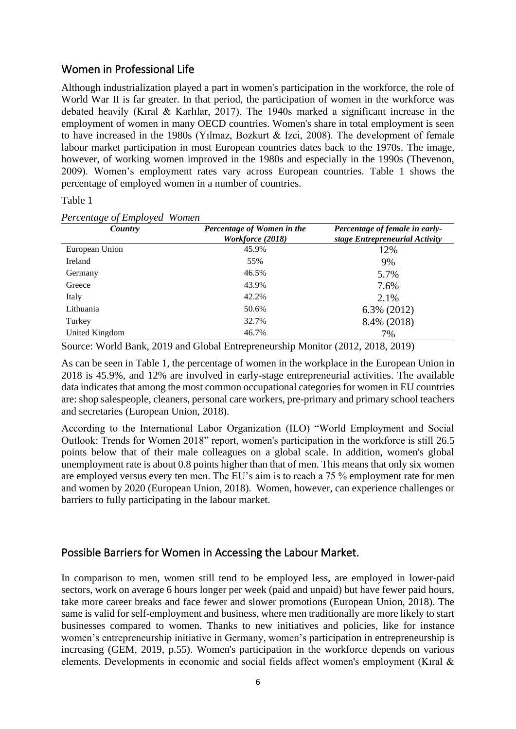## Women in Professional Life

Although industrialization played a part in women's participation in the workforce, the role of World War II is far greater. In that period, the participation of women in the workforce was debated heavily (Kıral & Karlılar, 2017). The 1940s marked a significant increase in the employment of women in many OECD countries. Women's share in total employment is seen to have increased in the 1980s (Yılmaz, Bozkurt & Izci, 2008). The development of female labour market participation in most European countries dates back to the 1970s. The image, however, of working women improved in the 1980s and especially in the 1990s (Thevenon, 2009). Women's employment rates vary across European countries. Table 1 shows the percentage of employed women in a number of countries.

Table 1

*Percentage of Employed Women*

| ***Country*** | ***Percentage of Women in the Workforce (2018)*** | ***Percentage of female in early-stage Entrepreneurial Activity*** |
|---|---|---|
| European Union | 45.9% | 12% |
| Ireland | 55% | 9% |
| Germany | 46.5% | 5.7% |
| Greece | 43.9% | 7.6% |
| Italy | 42.2% | 2.1% |
| Lithuania | 50.6% | 6.3% (2012) |
| Turkey | 32.7% | 8.4% (2018) |
| United Kingdom | 46.7% | 7% |

Source: World Bank, 2019 and Global Entrepreneurship Monitor (2012, 2018, 2019)

As can be seen in Table 1, the percentage of women in the workplace in the European Union in 2018 is 45.9%, and 12% are involved in early-stage entrepreneurial activities. The available data indicates that among the most common occupational categories for women in EU countries are: shop salespeople, cleaners, personal care workers, pre-primary and primary school teachers and secretaries (European Union, 2018).

According to the International Labor Organization (ILO) "World Employment and Social Outlook: Trends for Women 2018" report, women's participation in the workforce is still 26.5 points below that of their male colleagues on a global scale. In addition, women's global unemployment rate is about 0.8 points higher than that of men. This means that only six women are employed versus every ten men. The EU's aim is to reach a 75 % employment rate for men and women by 2020 (European Union, 2018). Women, however, can experience challenges or barriers to fully participating in the labour market.

## Possible Barriers for Women in Accessing the Labour Market.

In comparison to men, women still tend to be employed less, are employed in lower-paid sectors, work on average 6 hours longer per week (paid and unpaid) but have fewer paid hours, take more career breaks and face fewer and slower promotions (European Union, 2018). The same is valid for self-employment and business, where men traditionally are more likely to start businesses compared to women. Thanks to new initiatives and policies, like for instance women's entrepreneurship initiative in Germany, women's participation in entrepreneurship is increasing (GEM, 2019, p.55). Women's participation in the workforce depends on various elements. Developments in economic and social fields affect women's employment (Kıral &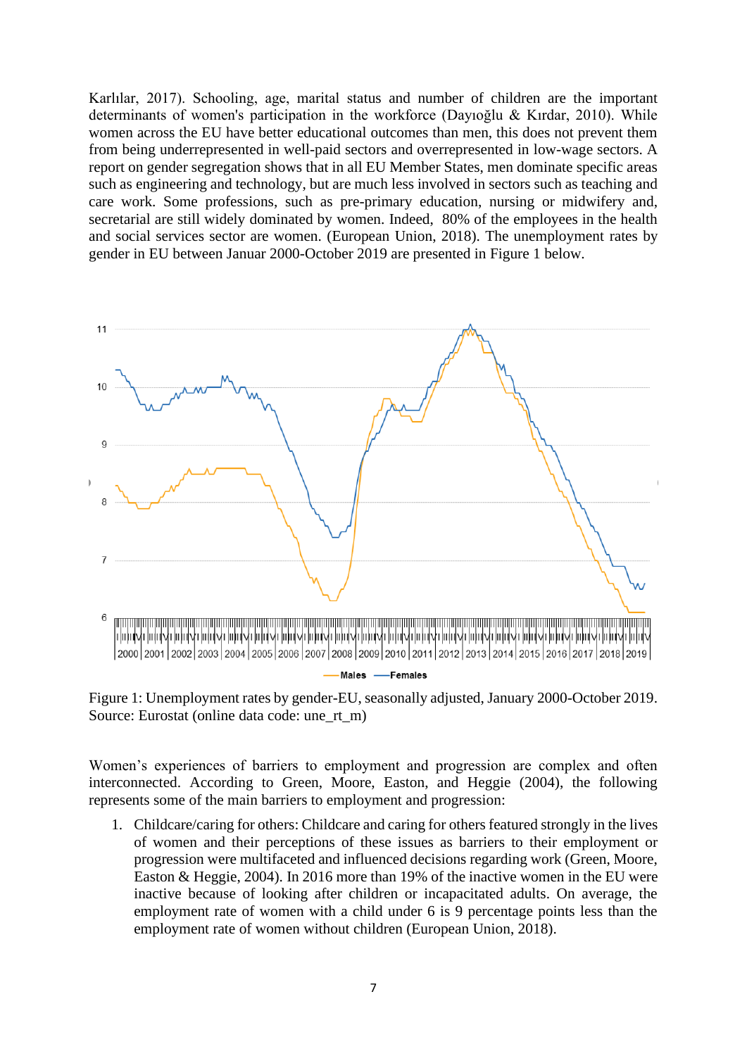Karlılar, 2017). Schooling, age, marital status and number of children are the important determinants of women's participation in the workforce (Dayıoğlu & Kırdar, 2010). While women across the EU have better educational outcomes than men, this does not prevent them from being underrepresented in well-paid sectors and overrepresented in low-wage sectors. A report on gender segregation shows that in all EU Member States, men dominate specific areas such as engineering and technology, but are much less involved in sectors such as teaching and care work. Some professions, such as pre-primary education, nursing or midwifery and, secretarial are still widely dominated by women. Indeed, 80% of the employees in the health and social services sector are women. (European Union, 2018). The unemployment rates by gender in EU between Januar 2000-October 2019 are presented in Figure 1 below.

Figure 1: Unemployment rates by gender-EU, seasonally adjusted, January 2000-October 2019. Source: Eurostat (online data code: une_rt_m)

Women's experiences of barriers to employment and progression are complex and often interconnected. According to Green, Moore, Easton, and Heggie (2004), the following represents some of the main barriers to employment and progression:

1. Childcare/caring for others: Childcare and caring for others featured strongly in the lives of women and their perceptions of these issues as barriers to their employment or progression were multifaceted and influenced decisions regarding work (Green, Moore, Easton & Heggie, 2004). In 2016 more than 19% of the inactive women in the EU were inactive because of looking after children or incapacitated adults. On average, the employment rate of women with a child under 6 is 9 percentage points less than the employment rate of women without children (European Union, 2018).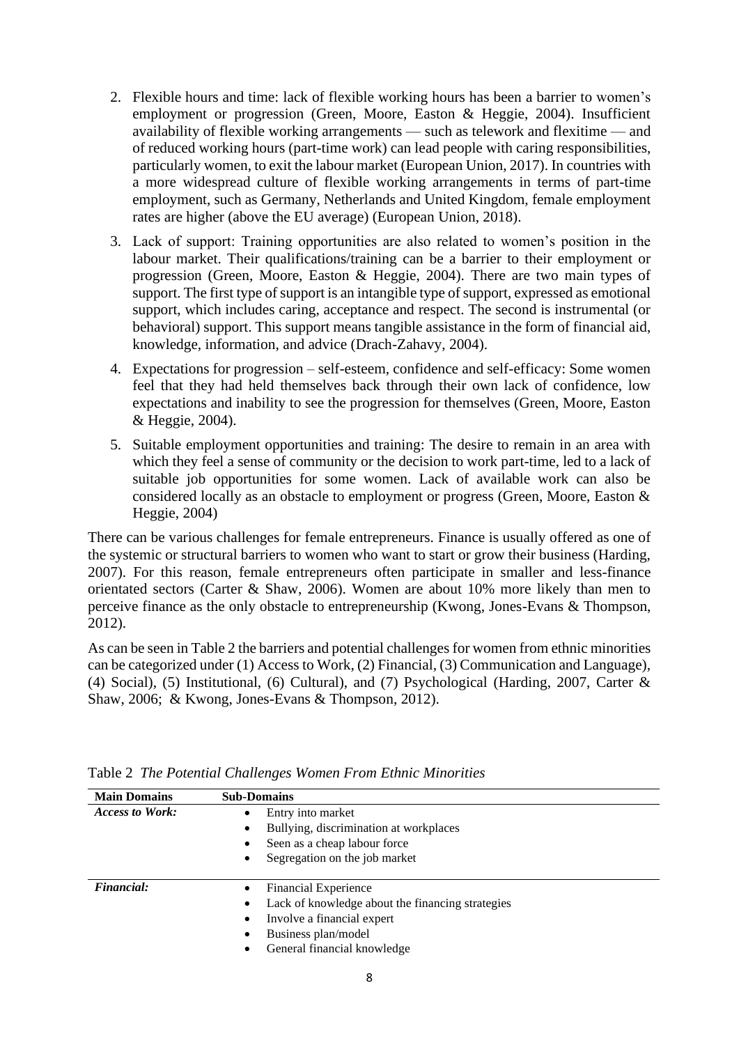2. Flexible hours and time: lack of flexible working hours has been a barrier to women's employment or progression (Green, Moore, Easton & Heggie, 2004). Insufficient availability of flexible working arrangements — such as telework and flexitime — and of reduced working hours (part-time work) can lead people with caring responsibilities, particularly women, to exit the labour market (European Union, 2017). In countries with a more widespread culture of flexible working arrangements in terms of part-time employment, such as Germany, Netherlands and United Kingdom, female employment rates are higher (above the EU average) (European Union, 2018).

3. Lack of support: Training opportunities are also related to women's position in the labour market. Their qualifications/training can be a barrier to their employment or progression (Green, Moore, Easton & Heggie, 2004). There are two main types of support. The first type of support is an intangible type of support, expressed as emotional support, which includes caring, acceptance and respect. The second is instrumental (or behavioral) support. This support means tangible assistance in the form of financial aid, knowledge, information, and advice (Drach-Zahavy, 2004).

4. Expectations for progression – self-esteem, confidence and self-efficacy: Some women feel that they had held themselves back through their own lack of confidence, low expectations and inability to see the progression for themselves (Green, Moore, Easton & Heggie, 2004).

5. Suitable employment opportunities and training: The desire to remain in an area with which they feel a sense of community or the decision to work part-time, led to a lack of suitable job opportunities for some women. Lack of available work can also be considered locally as an obstacle to employment or progress (Green, Moore, Easton & Heggie, 2004)

There can be various challenges for female entrepreneurs. Finance is usually offered as one of the systemic or structural barriers to women who want to start or grow their business (Harding, 2007). For this reason, female entrepreneurs often participate in smaller and less-finance orientated sectors (Carter & Shaw, 2006). Women are about 10% more likely than men to perceive finance as the only obstacle to entrepreneurship (Kwong, Jones-Evans & Thompson, 2012).

As can be seen in Table 2 the barriers and potential challenges for women from ethnic minorities can be categorized under (1) Access to Work, (2) Financial, (3) Communication and Language), (4) Social), (5) Institutional, (6) Cultural), and (7) Psychological (Harding, 2007, Carter & Shaw, 2006; & Kwong, Jones-Evans & Thompson, 2012).

Table 2 *The Potential Challenges Women From Ethnic Minorities*

| Main Domains | Sub-Domains |
|---|---|
| *Access to Work:* | • Entry into market<br>• Bullying, discrimination at workplaces<br>• Seen as a cheap labour force<br>• Segregation on the job market |
| *Financial:* | • Financial Experience<br>• Lack of knowledge about the financing strategies<br>• Involve a financial expert<br>• Business plan/model<br>• General financial knowledge |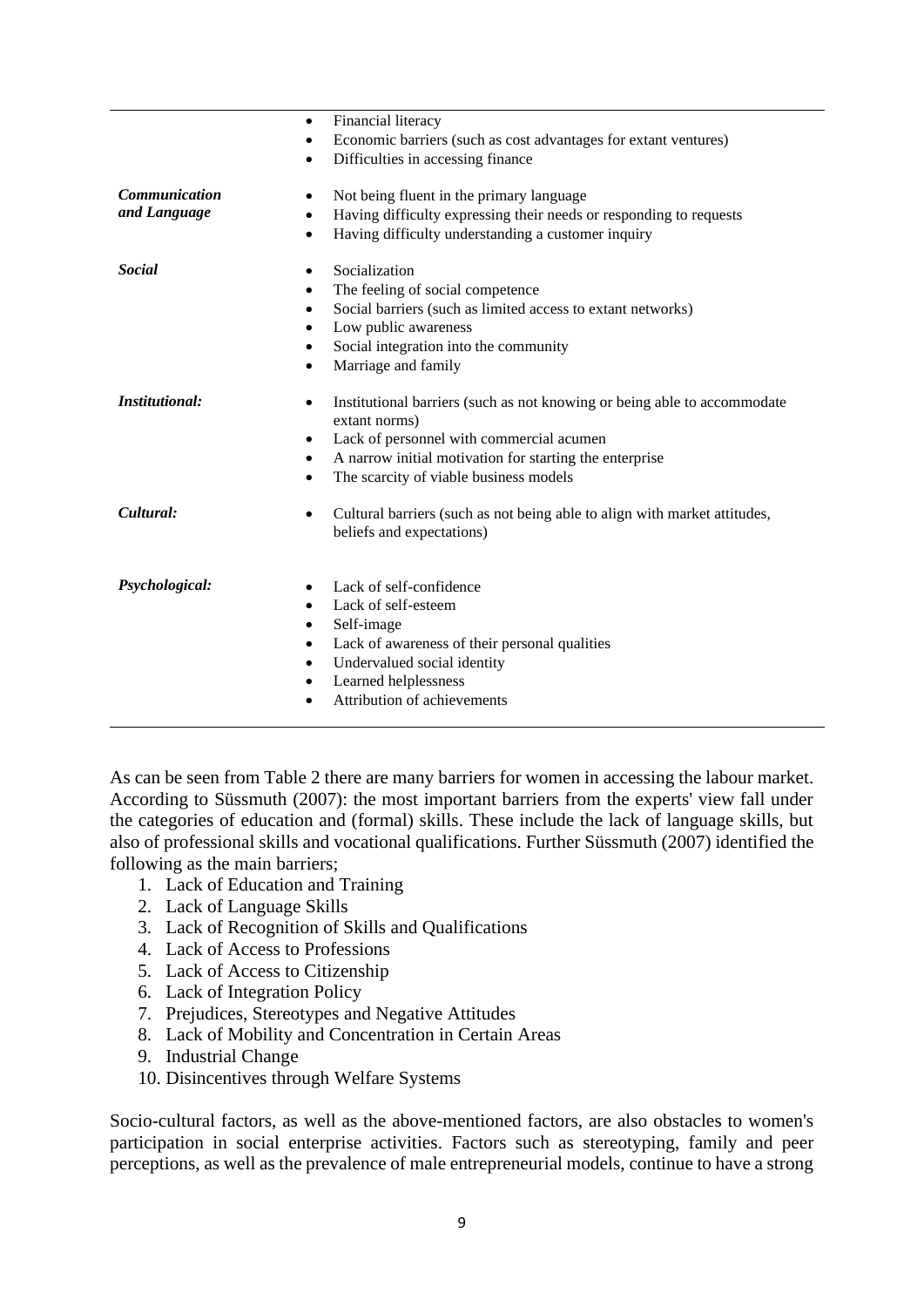| | |
|---|---|
| | • Financial literacy<br>• Economic barriers (such as cost advantages for extant ventures)<br>• Difficulties in accessing finance |
| ***Communication and Language*** | • Not being fluent in the primary language<br>• Having difficulty expressing their needs or responding to requests<br>• Having difficulty understanding a customer inquiry |
| ***Social*** | • Socialization<br>• The feeling of social competence<br>• Social barriers (such as limited access to extant networks)<br>• Low public awareness<br>• Social integration into the community<br>• Marriage and family |
| ***Institutional:*** | • Institutional barriers (such as not knowing or being able to accommodate extant norms)<br>• Lack of personnel with commercial acumen<br>• A narrow initial motivation for starting the enterprise<br>• The scarcity of viable business models |
| ***Cultural:*** | • Cultural barriers (such as not being able to align with market attitudes, beliefs and expectations) |
| ***Psychological:*** | • Lack of self-confidence<br>• Lack of self-esteem<br>• Self-image<br>• Lack of awareness of their personal qualities<br>• Undervalued social identity<br>• Learned helplessness<br>• Attribution of achievements |

As can be seen from Table 2 there are many barriers for women in accessing the labour market. According to Süssmuth (2007): the most important barriers from the experts' view fall under the categories of education and (formal) skills. These include the lack of language skills, but also of professional skills and vocational qualifications. Further Süssmuth (2007) identified the following as the main barriers;

1. Lack of Education and Training
2. Lack of Language Skills
3. Lack of Recognition of Skills and Qualifications
4. Lack of Access to Professions
5. Lack of Access to Citizenship
6. Lack of Integration Policy
7. Prejudices, Stereotypes and Negative Attitudes
8. Lack of Mobility and Concentration in Certain Areas
9. Industrial Change
10. Disincentives through Welfare Systems

Socio-cultural factors, as well as the above-mentioned factors, are also obstacles to women's participation in social enterprise activities. Factors such as stereotyping, family and peer perceptions, as well as the prevalence of male entrepreneurial models, continue to have a strong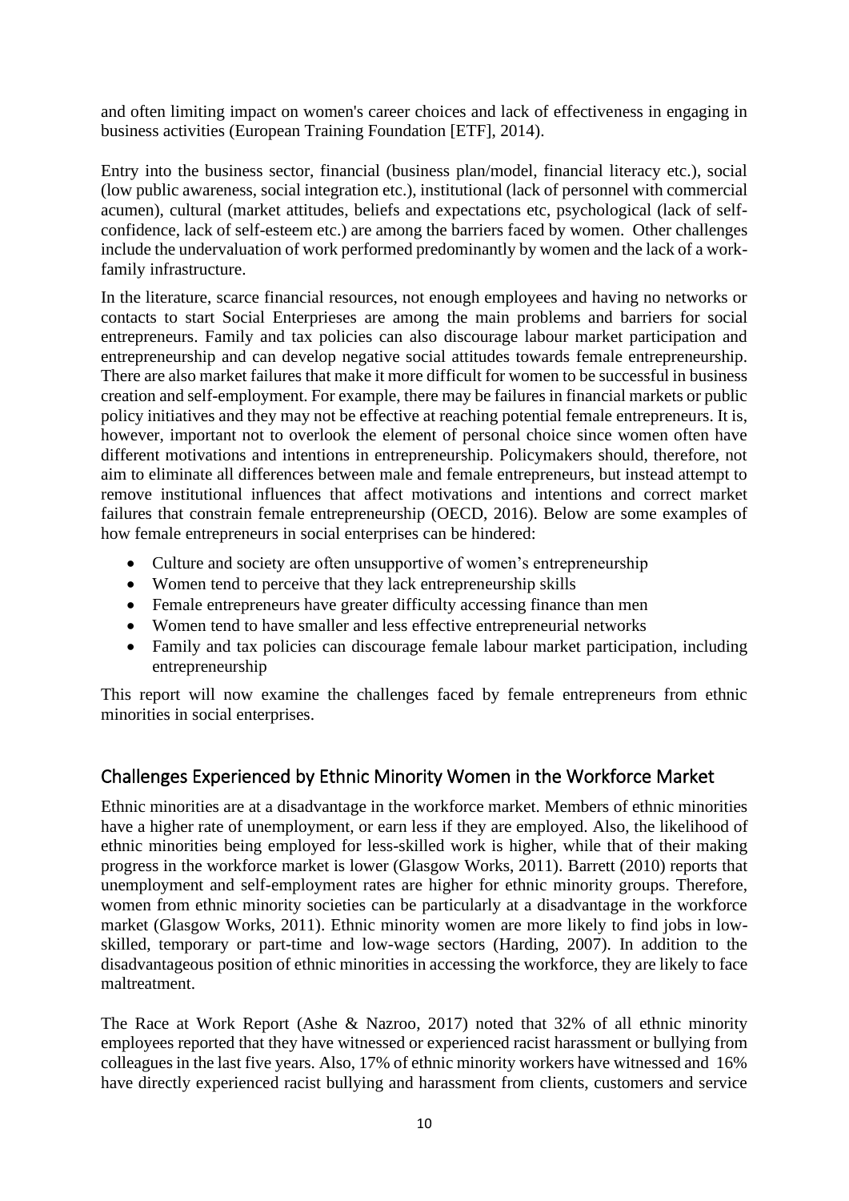and often limiting impact on women's career choices and lack of effectiveness in engaging in business activities (European Training Foundation [ETF], 2014).

Entry into the business sector, financial (business plan/model, financial literacy etc.), social (low public awareness, social integration etc.), institutional (lack of personnel with commercial acumen), cultural (market attitudes, beliefs and expectations etc, psychological (lack of self-confidence, lack of self-esteem etc.) are among the barriers faced by women. Other challenges include the undervaluation of work performed predominantly by women and the lack of a work-family infrastructure.

In the literature, scarce financial resources, not enough employees and having no networks or contacts to start Social Enterprieses are among the main problems and barriers for social entrepreneurs. Family and tax policies can also discourage labour market participation and entrepreneurship and can develop negative social attitudes towards female entrepreneurship. There are also market failures that make it more difficult for women to be successful in business creation and self-employment. For example, there may be failures in financial markets or public policy initiatives and they may not be effective at reaching potential female entrepreneurs. It is, however, important not to overlook the element of personal choice since women often have different motivations and intentions in entrepreneurship. Policymakers should, therefore, not aim to eliminate all differences between male and female entrepreneurs, but instead attempt to remove institutional influences that affect motivations and intentions and correct market failures that constrain female entrepreneurship (OECD, 2016). Below are some examples of how female entrepreneurs in social enterprises can be hindered:

- Culture and society are often unsupportive of women's entrepreneurship
- Women tend to perceive that they lack entrepreneurship skills
- Female entrepreneurs have greater difficulty accessing finance than men
- Women tend to have smaller and less effective entrepreneurial networks
- Family and tax policies can discourage female labour market participation, including entrepreneurship

This report will now examine the challenges faced by female entrepreneurs from ethnic minorities in social enterprises.

## Challenges Experienced by Ethnic Minority Women in the Workforce Market

Ethnic minorities are at a disadvantage in the workforce market. Members of ethnic minorities have a higher rate of unemployment, or earn less if they are employed. Also, the likelihood of ethnic minorities being employed for less-skilled work is higher, while that of their making progress in the workforce market is lower (Glasgow Works, 2011). Barrett (2010) reports that unemployment and self-employment rates are higher for ethnic minority groups. Therefore, women from ethnic minority societies can be particularly at a disadvantage in the workforce market (Glasgow Works, 2011). Ethnic minority women are more likely to find jobs in low-skilled, temporary or part-time and low-wage sectors (Harding, 2007). In addition to the disadvantageous position of ethnic minorities in accessing the workforce, they are likely to face maltreatment.

The Race at Work Report (Ashe & Nazroo, 2017) noted that 32% of all ethnic minority employees reported that they have witnessed or experienced racist harassment or bullying from colleagues in the last five years. Also, 17% of ethnic minority workers have witnessed and 16% have directly experienced racist bullying and harassment from clients, customers and service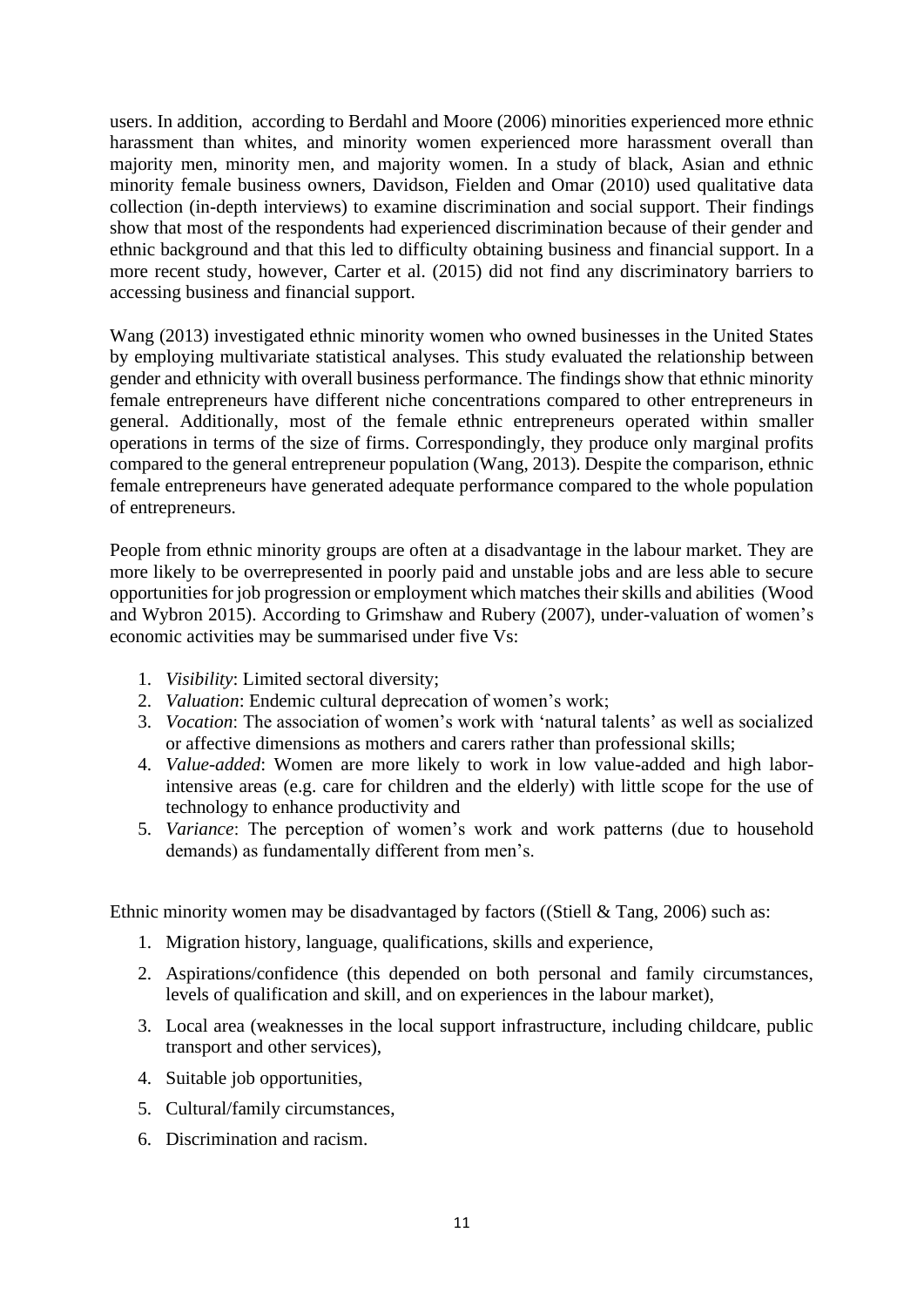users. In addition, according to Berdahl and Moore (2006) minorities experienced more ethnic harassment than whites, and minority women experienced more harassment overall than majority men, minority men, and majority women. In a study of black, Asian and ethnic minority female business owners, Davidson, Fielden and Omar (2010) used qualitative data collection (in-depth interviews) to examine discrimination and social support. Their findings show that most of the respondents had experienced discrimination because of their gender and ethnic background and that this led to difficulty obtaining business and financial support. In a more recent study, however, Carter et al. (2015) did not find any discriminatory barriers to accessing business and financial support.

Wang (2013) investigated ethnic minority women who owned businesses in the United States by employing multivariate statistical analyses. This study evaluated the relationship between gender and ethnicity with overall business performance. The findings show that ethnic minority female entrepreneurs have different niche concentrations compared to other entrepreneurs in general. Additionally, most of the female ethnic entrepreneurs operated within smaller operations in terms of the size of firms. Correspondingly, they produce only marginal profits compared to the general entrepreneur population (Wang, 2013). Despite the comparison, ethnic female entrepreneurs have generated adequate performance compared to the whole population of entrepreneurs.

People from ethnic minority groups are often at a disadvantage in the labour market. They are more likely to be overrepresented in poorly paid and unstable jobs and are less able to secure opportunities for job progression or employment which matches their skills and abilities (Wood and Wybron 2015). According to Grimshaw and Rubery (2007), under-valuation of women's economic activities may be summarised under five Vs:

1. *Visibility*: Limited sectoral diversity;
2. *Valuation*: Endemic cultural deprecation of women's work;
3. *Vocation*: The association of women's work with 'natural talents' as well as socialized or affective dimensions as mothers and carers rather than professional skills;
4. *Value-added*: Women are more likely to work in low value-added and high labor-intensive areas (e.g. care for children and the elderly) with little scope for the use of technology to enhance productivity and
5. *Variance*: The perception of women's work and work patterns (due to household demands) as fundamentally different from men's.

Ethnic minority women may be disadvantaged by factors ((Stiell & Tang, 2006) such as:

1. Migration history, language, qualifications, skills and experience,
2. Aspirations/confidence (this depended on both personal and family circumstances, levels of qualification and skill, and on experiences in the labour market),
3. Local area (weaknesses in the local support infrastructure, including childcare, public transport and other services),
4. Suitable job opportunities,
5. Cultural/family circumstances,
6. Discrimination and racism.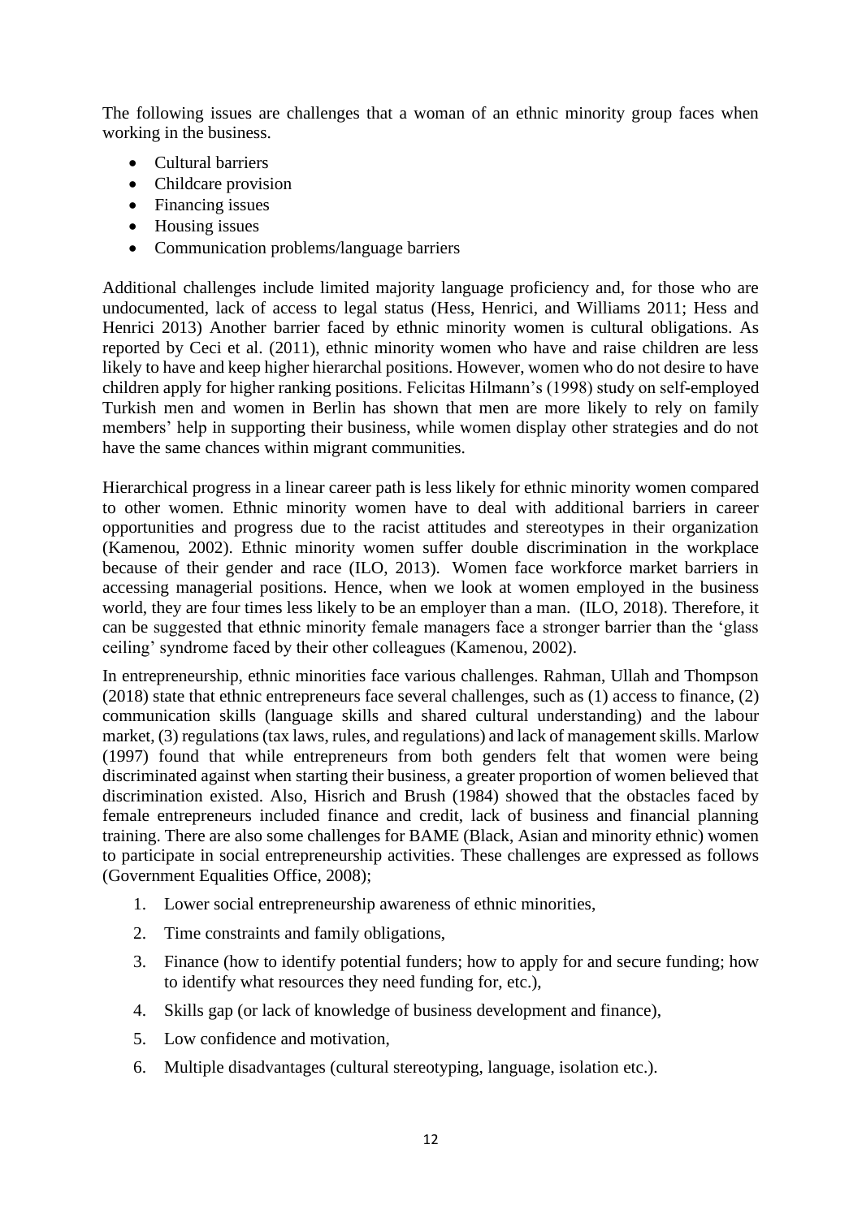The following issues are challenges that a woman of an ethnic minority group faces when working in the business.

- Cultural barriers
- Childcare provision
- Financing issues
- Housing issues
- Communication problems/language barriers

Additional challenges include limited majority language proficiency and, for those who are undocumented, lack of access to legal status (Hess, Henrici, and Williams 2011; Hess and Henrici 2013) Another barrier faced by ethnic minority women is cultural obligations. As reported by Ceci et al. (2011), ethnic minority women who have and raise children are less likely to have and keep higher hierarchal positions. However, women who do not desire to have children apply for higher ranking positions. Felicitas Hilmann's (1998) study on self-employed Turkish men and women in Berlin has shown that men are more likely to rely on family members' help in supporting their business, while women display other strategies and do not have the same chances within migrant communities.

Hierarchical progress in a linear career path is less likely for ethnic minority women compared to other women. Ethnic minority women have to deal with additional barriers in career opportunities and progress due to the racist attitudes and stereotypes in their organization (Kamenou, 2002). Ethnic minority women suffer double discrimination in the workplace because of their gender and race (ILO, 2013). Women face workforce market barriers in accessing managerial positions. Hence, when we look at women employed in the business world, they are four times less likely to be an employer than a man. (ILO, 2018). Therefore, it can be suggested that ethnic minority female managers face a stronger barrier than the 'glass ceiling' syndrome faced by their other colleagues (Kamenou, 2002).

In entrepreneurship, ethnic minorities face various challenges. Rahman, Ullah and Thompson (2018) state that ethnic entrepreneurs face several challenges, such as (1) access to finance, (2) communication skills (language skills and shared cultural understanding) and the labour market, (3) regulations (tax laws, rules, and regulations) and lack of management skills. Marlow (1997) found that while entrepreneurs from both genders felt that women were being discriminated against when starting their business, a greater proportion of women believed that discrimination existed. Also, Hisrich and Brush (1984) showed that the obstacles faced by female entrepreneurs included finance and credit, lack of business and financial planning training. There are also some challenges for BAME (Black, Asian and minority ethnic) women to participate in social entrepreneurship activities. These challenges are expressed as follows (Government Equalities Office, 2008);

1. Lower social entrepreneurship awareness of ethnic minorities,
2. Time constraints and family obligations,
3. Finance (how to identify potential funders; how to apply for and secure funding; how to identify what resources they need funding for, etc.),
4. Skills gap (or lack of knowledge of business development and finance),
5. Low confidence and motivation,
6. Multiple disadvantages (cultural stereotyping, language, isolation etc.).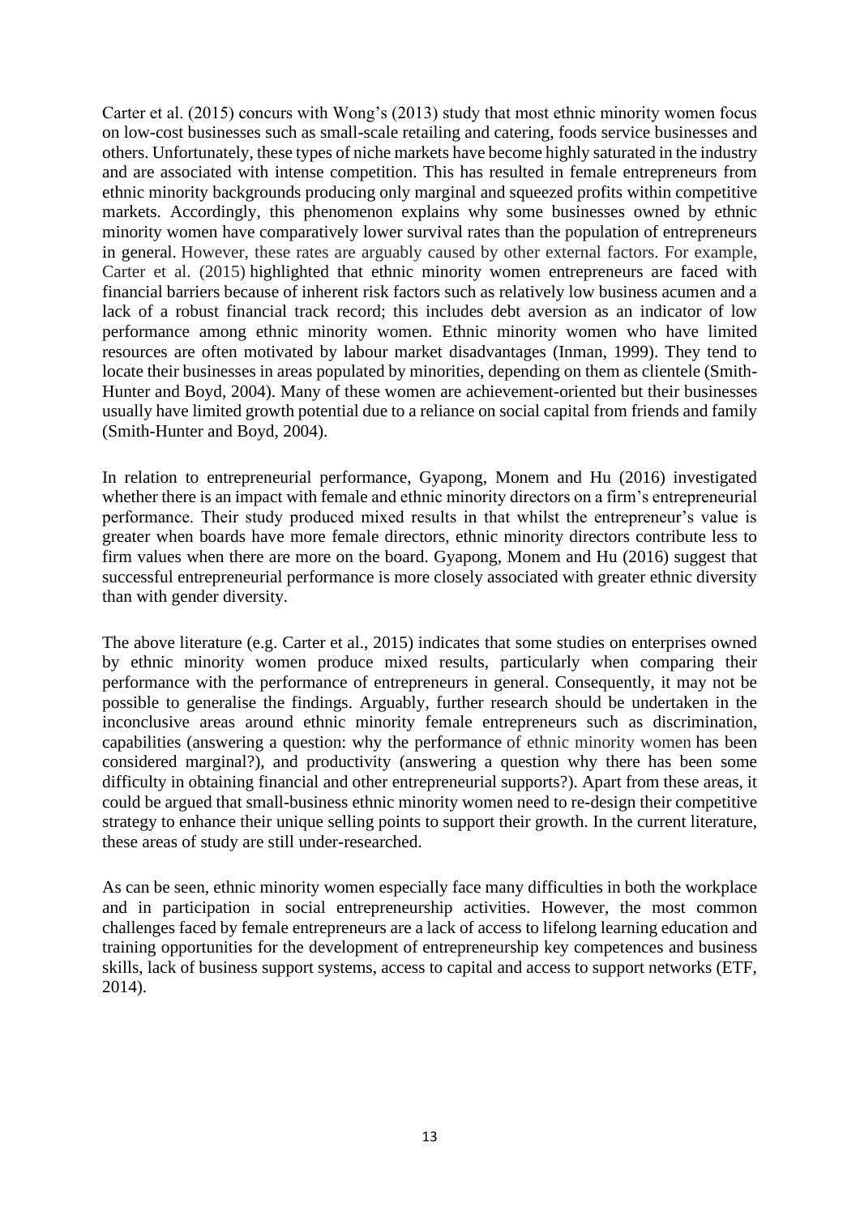Carter et al. (2015) concurs with Wong's (2013) study that most ethnic minority women focus on low-cost businesses such as small-scale retailing and catering, foods service businesses and others. Unfortunately, these types of niche markets have become highly saturated in the industry and are associated with intense competition. This has resulted in female entrepreneurs from ethnic minority backgrounds producing only marginal and squeezed profits within competitive markets. Accordingly, this phenomenon explains why some businesses owned by ethnic minority women have comparatively lower survival rates than the population of entrepreneurs in general. However, these rates are arguably caused by other external factors. For example, Carter et al. (2015) highlighted that ethnic minority women entrepreneurs are faced with financial barriers because of inherent risk factors such as relatively low business acumen and a lack of a robust financial track record; this includes debt aversion as an indicator of low performance among ethnic minority women. Ethnic minority women who have limited resources are often motivated by labour market disadvantages (Inman, 1999). They tend to locate their businesses in areas populated by minorities, depending on them as clientele (Smith-Hunter and Boyd, 2004). Many of these women are achievement-oriented but their businesses usually have limited growth potential due to a reliance on social capital from friends and family (Smith-Hunter and Boyd, 2004).

In relation to entrepreneurial performance, Gyapong, Monem and Hu (2016) investigated whether there is an impact with female and ethnic minority directors on a firm's entrepreneurial performance. Their study produced mixed results in that whilst the entrepreneur's value is greater when boards have more female directors, ethnic minority directors contribute less to firm values when there are more on the board. Gyapong, Monem and Hu (2016) suggest that successful entrepreneurial performance is more closely associated with greater ethnic diversity than with gender diversity.

The above literature (e.g. Carter et al., 2015) indicates that some studies on enterprises owned by ethnic minority women produce mixed results, particularly when comparing their performance with the performance of entrepreneurs in general. Consequently, it may not be possible to generalise the findings. Arguably, further research should be undertaken in the inconclusive areas around ethnic minority female entrepreneurs such as discrimination, capabilities (answering a question: why the performance of ethnic minority women has been considered marginal?), and productivity (answering a question why there has been some difficulty in obtaining financial and other entrepreneurial supports?). Apart from these areas, it could be argued that small-business ethnic minority women need to re-design their competitive strategy to enhance their unique selling points to support their growth. In the current literature, these areas of study are still under-researched.

As can be seen, ethnic minority women especially face many difficulties in both the workplace and in participation in social entrepreneurship activities. However, the most common challenges faced by female entrepreneurs are a lack of access to lifelong learning education and training opportunities for the development of entrepreneurship key competences and business skills, lack of business support systems, access to capital and access to support networks (ETF, 2014).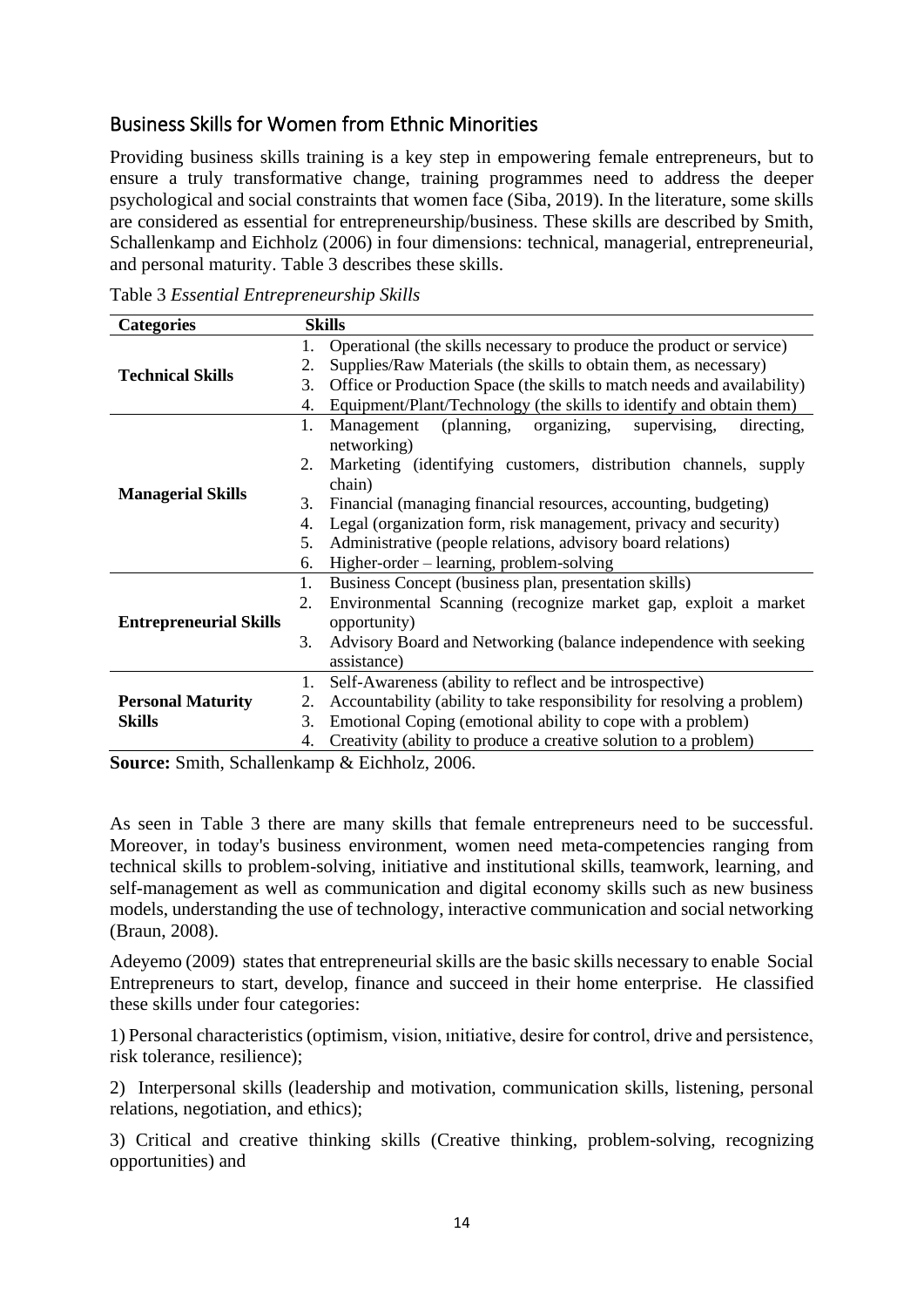## Business Skills for Women from Ethnic Minorities

Providing business skills training is a key step in empowering female entrepreneurs, but to ensure a truly transformative change, training programmes need to address the deeper psychological and social constraints that women face (Siba, 2019). In the literature, some skills are considered as essential for entrepreneurship/business. These skills are described by Smith, Schallenkamp and Eichholz (2006) in four dimensions: technical, managerial, entrepreneurial, and personal maturity. Table 3 describes these skills.

Table 3 *Essential Entrepreneurship Skills*

| Categories | Skills |
|---|---|
| **Technical Skills** | 1. Operational (the skills necessary to produce the product or service)<br>2. Supplies/Raw Materials (the skills to obtain them, as necessary)<br>3. Office or Production Space (the skills to match needs and availability)<br>4. Equipment/Plant/Technology (the skills to identify and obtain them) |
| **Managerial Skills** | 1. Management (planning, organizing, supervising, directing, networking)<br>2. Marketing (identifying customers, distribution channels, supply chain)<br>3. Financial (managing financial resources, accounting, budgeting)<br>4. Legal (organization form, risk management, privacy and security)<br>5. Administrative (people relations, advisory board relations)<br>6. Higher-order – learning, problem-solving |
| **Entrepreneurial Skills** | 1. Business Concept (business plan, presentation skills)<br>2. Environmental Scanning (recognize market gap, exploit a market opportunity)<br>3. Advisory Board and Networking (balance independence with seeking assistance) |
| **Personal Maturity Skills** | 1. Self-Awareness (ability to reflect and be introspective)<br>2. Accountability (ability to take responsibility for resolving a problem)<br>3. Emotional Coping (emotional ability to cope with a problem)<br>4. Creativity (ability to produce a creative solution to a problem) |

**Source:** Smith, Schallenkamp & Eichholz, 2006.

As seen in Table 3 there are many skills that female entrepreneurs need to be successful. Moreover, in today's business environment, women need meta-competencies ranging from technical skills to problem-solving, initiative and institutional skills, teamwork, learning, and self-management as well as communication and digital economy skills such as new business models, understanding the use of technology, interactive communication and social networking (Braun, 2008).

Adeyemo (2009) states that entrepreneurial skills are the basic skills necessary to enable Social Entrepreneurs to start, develop, finance and succeed in their home enterprise. He classified these skills under four categories:

1) Personal characteristics (optimism, vision, ınitiative, desire for control, drive and persistence, risk tolerance, resilience);

2) Interpersonal skills (leadership and motivation, communication skills, listening, personal relations, negotiation, and ethics);

3) Critical and creative thinking skills (Creative thinking, problem-solving, recognizing opportunities) and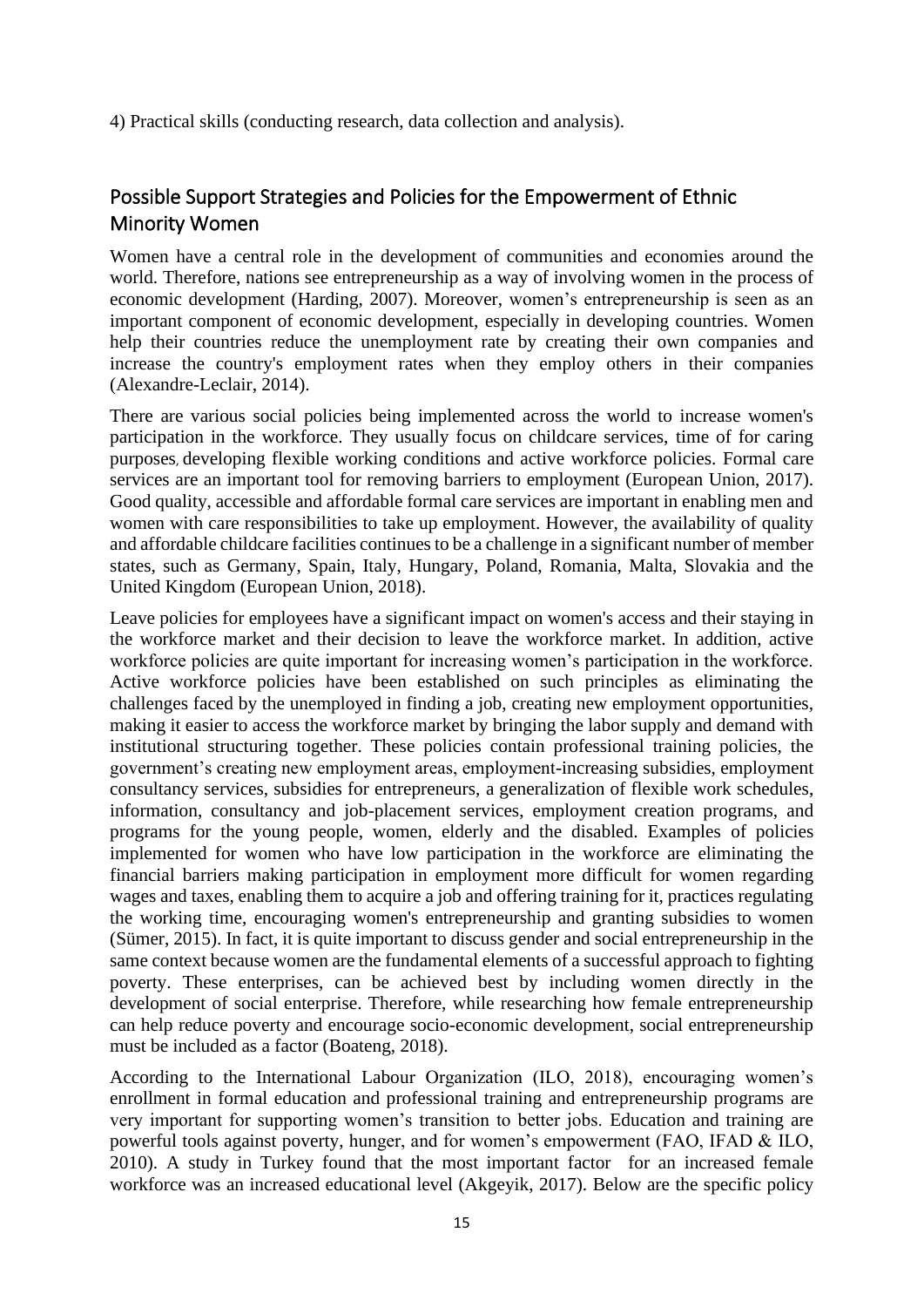4) Practical skills (conducting research, data collection and analysis).

## Possible Support Strategies and Policies for the Empowerment of Ethnic Minority Women

Women have a central role in the development of communities and economies around the world. Therefore, nations see entrepreneurship as a way of involving women in the process of economic development (Harding, 2007). Moreover, women's entrepreneurship is seen as an important component of economic development, especially in developing countries. Women help their countries reduce the unemployment rate by creating their own companies and increase the country's employment rates when they employ others in their companies (Alexandre-Leclair, 2014).

There are various social policies being implemented across the world to increase women's participation in the workforce. They usually focus on childcare services, time of for caring purposes, developing flexible working conditions and active workforce policies. Formal care services are an important tool for removing barriers to employment (European Union, 2017). Good quality, accessible and affordable formal care services are important in enabling men and women with care responsibilities to take up employment. However, the availability of quality and affordable childcare facilities continues to be a challenge in a significant number of member states, such as Germany, Spain, Italy, Hungary, Poland, Romania, Malta, Slovakia and the United Kingdom (European Union, 2018).

Leave policies for employees have a significant impact on women's access and their staying in the workforce market and their decision to leave the workforce market. In addition, active workforce policies are quite important for increasing women's participation in the workforce. Active workforce policies have been established on such principles as eliminating the challenges faced by the unemployed in finding a job, creating new employment opportunities, making it easier to access the workforce market by bringing the labor supply and demand with institutional structuring together. These policies contain professional training policies, the government's creating new employment areas, employment-increasing subsidies, employment consultancy services, subsidies for entrepreneurs, a generalization of flexible work schedules, information, consultancy and job-placement services, employment creation programs, and programs for the young people, women, elderly and the disabled. Examples of policies implemented for women who have low participation in the workforce are eliminating the financial barriers making participation in employment more difficult for women regarding wages and taxes, enabling them to acquire a job and offering training for it, practices regulating the working time, encouraging women's entrepreneurship and granting subsidies to women (Sümer, 2015). In fact, it is quite important to discuss gender and social entrepreneurship in the same context because women are the fundamental elements of a successful approach to fighting poverty. These enterprises, can be achieved best by including women directly in the development of social enterprise. Therefore, while researching how female entrepreneurship can help reduce poverty and encourage socio-economic development, social entrepreneurship must be included as a factor (Boateng, 2018).

According to the International Labour Organization (ILO, 2018), encouraging women's enrollment in formal education and professional training and entrepreneurship programs are very important for supporting women's transition to better jobs. Education and training are powerful tools against poverty, hunger, and for women's empowerment (FAO, IFAD & ILO, 2010). A study in Turkey found that the most important factor for an increased female workforce was an increased educational level (Akgeyik, 2017). Below are the specific policy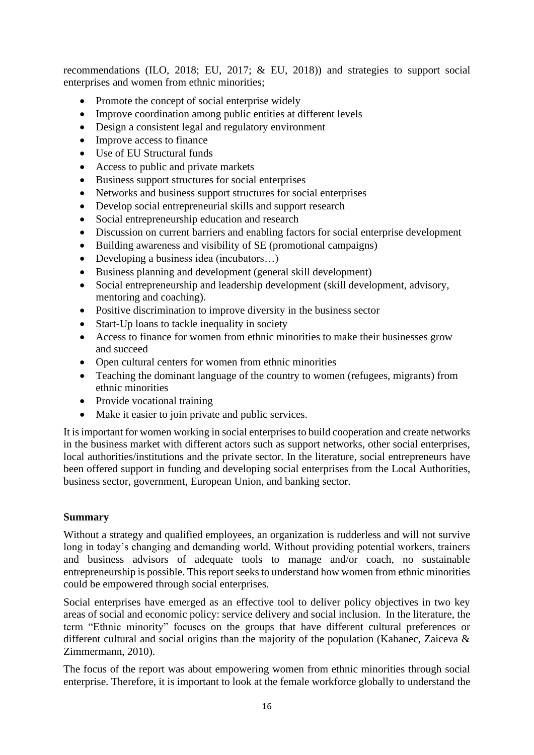recommendations (ILO, 2018; EU, 2017; & EU, 2018)) and strategies to support social enterprises and women from ethnic minorities;

- Promote the concept of social enterprise widely
- Improve coordination among public entities at different levels
- Design a consistent legal and regulatory environment
- Improve access to finance
- Use of EU Structural funds
- Access to public and private markets
- Business support structures for social enterprises
- Networks and business support structures for social enterprises
- Develop social entrepreneurial skills and support research
- Social entrepreneurship education and research
- Discussion on current barriers and enabling factors for social enterprise development
- Building awareness and visibility of SE (promotional campaigns)
- Developing a business idea (incubators…)
- Business planning and development (general skill development)
- Social entrepreneurship and leadership development (skill development, advisory, mentoring and coaching).
- Positive discrimination to improve diversity in the business sector
- Start-Up loans to tackle inequality in society
- Access to finance for women from ethnic minorities to make their businesses grow and succeed
- Open cultural centers for women from ethnic minorities
- Teaching the dominant language of the country to women (refugees, migrants) from ethnic minorities
- Provide vocational training
- Make it easier to join private and public services.

It is important for women working in social enterprises to build cooperation and create networks in the business market with different actors such as support networks, other social enterprises, local authorities/institutions and the private sector. In the literature, social entrepreneurs have been offered support in funding and developing social enterprises from the Local Authorities, business sector, government, European Union, and banking sector.

**Summary**

Without a strategy and qualified employees, an organization is rudderless and will not survive long in today's changing and demanding world. Without providing potential workers, trainers and business advisors of adequate tools to manage and/or coach, no sustainable entrepreneurship is possible. This report seeks to understand how women from ethnic minorities could be empowered through social enterprises.

Social enterprises have emerged as an effective tool to deliver policy objectives in two key areas of social and economic policy: service delivery and social inclusion. In the literature, the term "Ethnic minority" focuses on the groups that have different cultural preferences or different cultural and social origins than the majority of the population (Kahanec, Zaiceva & Zimmermann, 2010).

The focus of the report was about empowering women from ethnic minorities through social enterprise. Therefore, it is important to look at the female workforce globally to understand the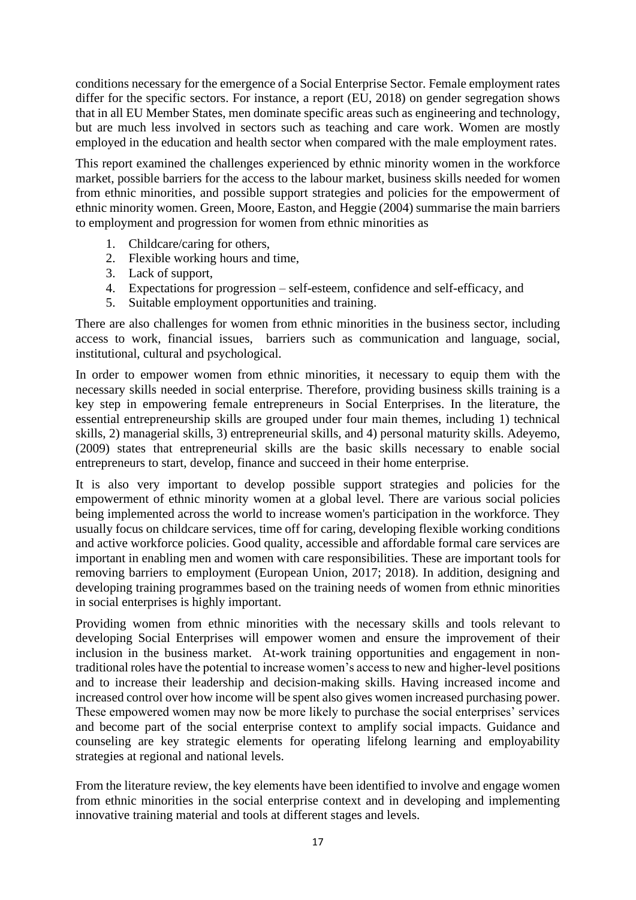conditions necessary for the emergence of a Social Enterprise Sector. Female employment rates differ for the specific sectors. For instance, a report (EU, 2018) on gender segregation shows that in all EU Member States, men dominate specific areas such as engineering and technology, but are much less involved in sectors such as teaching and care work. Women are mostly employed in the education and health sector when compared with the male employment rates.

This report examined the challenges experienced by ethnic minority women in the workforce market, possible barriers for the access to the labour market, business skills needed for women from ethnic minorities, and possible support strategies and policies for the empowerment of ethnic minority women. Green, Moore, Easton, and Heggie (2004) summarise the main barriers to employment and progression for women from ethnic minorities as

1. Childcare/caring for others,
2. Flexible working hours and time,
3. Lack of support,
4. Expectations for progression – self-esteem, confidence and self-efficacy, and
5. Suitable employment opportunities and training.

There are also challenges for women from ethnic minorities in the business sector, including access to work, financial issues, barriers such as communication and language, social, institutional, cultural and psychological.

In order to empower women from ethnic minorities, it necessary to equip them with the necessary skills needed in social enterprise. Therefore, providing business skills training is a key step in empowering female entrepreneurs in Social Enterprises. In the literature, the essential entrepreneurship skills are grouped under four main themes, including 1) technical skills, 2) managerial skills, 3) entrepreneurial skills, and 4) personal maturity skills. Adeyemo, (2009) states that entrepreneurial skills are the basic skills necessary to enable social entrepreneurs to start, develop, finance and succeed in their home enterprise.

It is also very important to develop possible support strategies and policies for the empowerment of ethnic minority women at a global level. There are various social policies being implemented across the world to increase women's participation in the workforce. They usually focus on childcare services, time off for caring, developing flexible working conditions and active workforce policies. Good quality, accessible and affordable formal care services are important in enabling men and women with care responsibilities. These are important tools for removing barriers to employment (European Union, 2017; 2018). In addition, designing and developing training programmes based on the training needs of women from ethnic minorities in social enterprises is highly important.

Providing women from ethnic minorities with the necessary skills and tools relevant to developing Social Enterprises will empower women and ensure the improvement of their inclusion in the business market. At-work training opportunities and engagement in non-traditional roles have the potential to increase women's access to new and higher-level positions and to increase their leadership and decision-making skills. Having increased income and increased control over how income will be spent also gives women increased purchasing power. These empowered women may now be more likely to purchase the social enterprises' services and become part of the social enterprise context to amplify social impacts. Guidance and counseling are key strategic elements for operating lifelong learning and employability strategies at regional and national levels.

From the literature review, the key elements have been identified to involve and engage women from ethnic minorities in the social enterprise context and in developing and implementing innovative training material and tools at different stages and levels.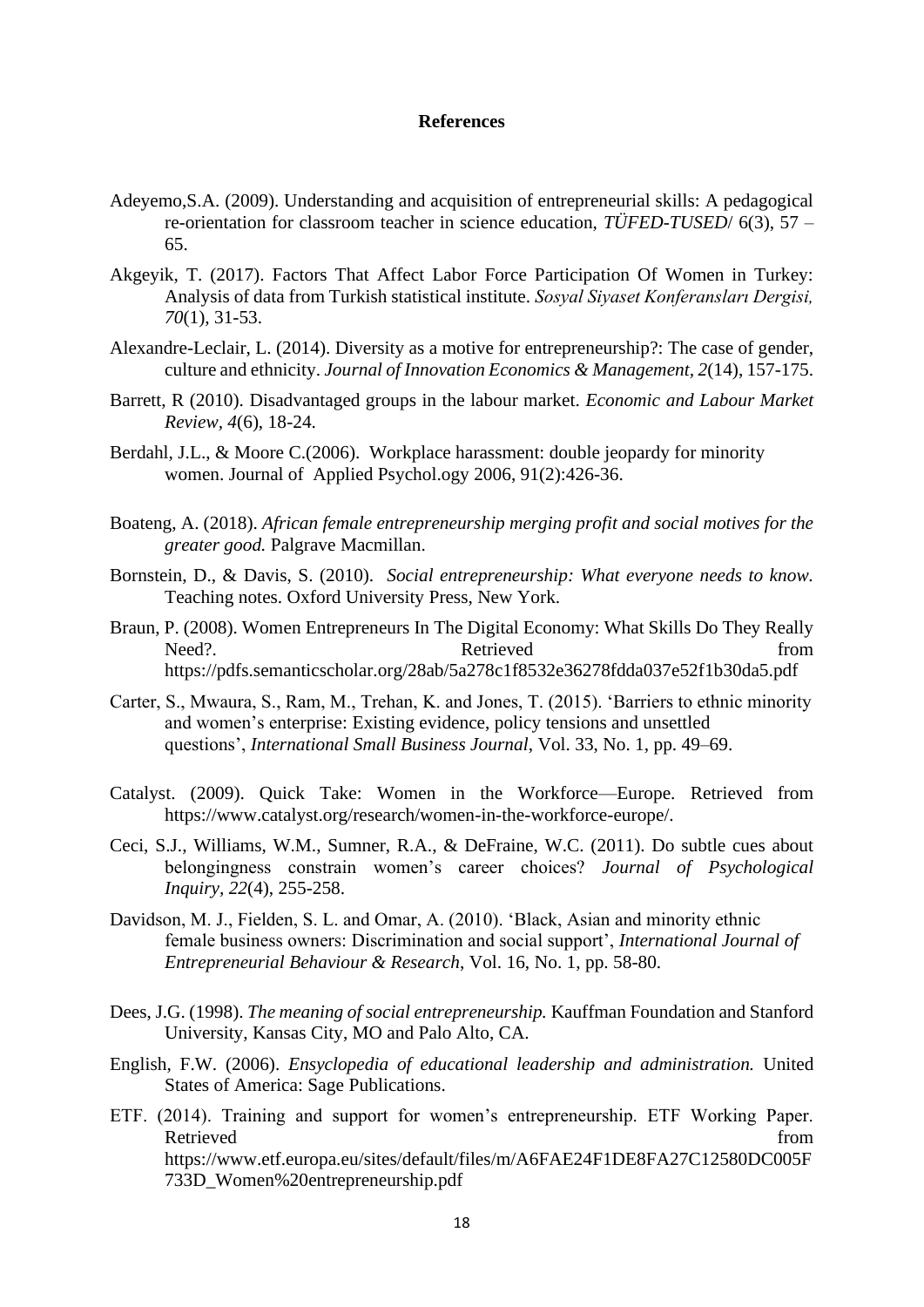# References

Adeyemo,S.A. (2009). Understanding and acquisition of entrepreneurial skills: A pedagogical re-orientation for classroom teacher in science education, *TÜFED-TUSED*/ 6(3), 57 – 65.

Akgeyik, T. (2017). Factors That Affect Labor Force Participation Of Women in Turkey: Analysis of data from Turkish statistical institute. *Sosyal Siyaset Konferansları Dergisi, 70*(1), 31-53.

Alexandre-Leclair, L. (2014). Diversity as a motive for entrepreneurship?: The case of gender, culture and ethnicity. *Journal of Innovation Economics & Management, 2*(14), 157-175.

Barrett, R (2010). Disadvantaged groups in the labour market. *Economic and Labour Market Review, 4*(6), 18-24.

Berdahl, J.L., & Moore C.(2006). Workplace harassment: double jeopardy for minority women. Journal of Applied Psychol.ogy 2006, 91(2):426-36.

Boateng, A. (2018). *African female entrepreneurship merging profit and social motives for the greater good.* Palgrave Macmillan.

Bornstein, D., & Davis, S. (2010). *Social entrepreneurship: What everyone needs to know.* Teaching notes. Oxford University Press, New York.

Braun, P. (2008). Women Entrepreneurs In The Digital Economy: What Skills Do They Really Need?. Retrieved from https://pdfs.semanticscholar.org/28ab/5a278c1f8532e36278fdda037e52f1b30da5.pdf

Carter, S., Mwaura, S., Ram, M., Trehan, K. and Jones, T. (2015). 'Barriers to ethnic minority and women's enterprise: Existing evidence, policy tensions and unsettled questions', *International Small Business Journal*, Vol. 33, No. 1, pp. 49–69.

Catalyst. (2009). Quick Take: Women in the Workforce—Europe. Retrieved from https://www.catalyst.org/research/women-in-the-workforce-europe/.

Ceci, S.J., Williams, W.M., Sumner, R.A., & DeFraine, W.C. (2011). Do subtle cues about belongingness constrain women's career choices? *Journal of Psychological Inquiry, 22*(4), 255-258.

Davidson, M. J., Fielden, S. L. and Omar, A. (2010). 'Black, Asian and minority ethnic female business owners: Discrimination and social support', *International Journal of Entrepreneurial Behaviour & Research*, Vol. 16, No. 1, pp. 58-80.

Dees, J.G. (1998). *The meaning of social entrepreneurship.* Kauffman Foundation and Stanford University, Kansas City, MO and Palo Alto, CA.

English, F.W. (2006). *Ensyclopedia of educational leadership and administration.* United States of America: Sage Publications.

ETF. (2014). Training and support for women's entrepreneurship. ETF Working Paper. Retrieved from https://www.etf.europa.eu/sites/default/files/m/A6FAE24F1DE8FA27C12580DC005F733D_Women%20entrepreneurship.pdf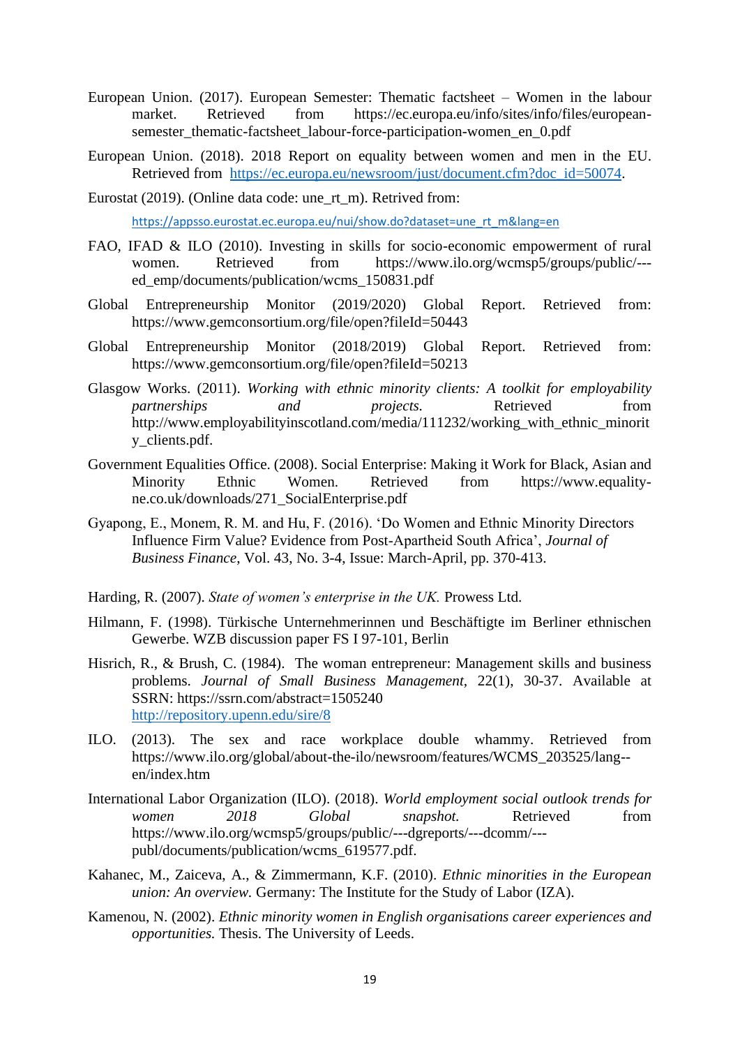European Union. (2017). European Semester: Thematic factsheet – Women in the labour market. Retrieved from https://ec.europa.eu/info/sites/info/files/european-semester_thematic-factsheet_labour-force-participation-women_en_0.pdf

European Union. (2018). 2018 Report on equality between women and men in the EU. Retrieved from https://ec.europa.eu/newsroom/just/document.cfm?doc_id=50074.

Eurostat (2019). (Online data code: une_rt_m). Retrived from:

https://appsso.eurostat.ec.europa.eu/nui/show.do?dataset=une_rt_m&lang=en

FAO, IFAD & ILO (2010). Investing in skills for socio-economic empowerment of rural women. Retrieved from https://www.ilo.org/wcmsp5/groups/public/---ed_emp/documents/publication/wcms_150831.pdf

Global Entrepreneurship Monitor (2019/2020) Global Report. Retrieved from: https://www.gemconsortium.org/file/open?fileId=50443

Global Entrepreneurship Monitor (2018/2019) Global Report. Retrieved from: https://www.gemconsortium.org/file/open?fileId=50213

Glasgow Works. (2011). *Working with ethnic minority clients: A toolkit for employability partnerships and projects.* Retrieved from http://www.employabilityinscotland.com/media/111232/working_with_ethnic_minority_clients.pdf.

Government Equalities Office. (2008). Social Enterprise: Making it Work for Black, Asian and Minority Ethnic Women. Retrieved from https://www.equality-ne.co.uk/downloads/271_SocialEnterprise.pdf

Gyapong, E., Monem, R. M. and Hu, F. (2016). 'Do Women and Ethnic Minority Directors Influence Firm Value? Evidence from Post-Apartheid South Africa', *Journal of Business Finance*, Vol. 43, No. 3-4, Issue: March-April, pp. 370-413.

Harding, R. (2007). *State of women's enterprise in the UK.* Prowess Ltd.

Hilmann, F. (1998). Türkische Unternehmerinnen und Beschäftigte im Berliner ethnischen Gewerbe. WZB discussion paper FS I 97-101, Berlin

Hisrich, R., & Brush, C. (1984). The woman entrepreneur: Management skills and business problems. *Journal of Small Business Management*, 22(1), 30-37. Available at SSRN: https://ssrn.com/abstract=1505240 http://repository.upenn.edu/sire/8

ILO. (2013). The sex and race workplace double whammy. Retrieved from https://www.ilo.org/global/about-the-ilo/newsroom/features/WCMS_203525/lang--en/index.htm

International Labor Organization (ILO). (2018). *World employment social outlook trends for women 2018 Global snapshot.* Retrieved from https://www.ilo.org/wcmsp5/groups/public/---dgreports/---dcomm/---publ/documents/publication/wcms_619577.pdf.

Kahanec, M., Zaiceva, A., & Zimmermann, K.F. (2010). *Ethnic minorities in the European union: An overview.* Germany: The Institute for the Study of Labor (IZA).

Kamenou, N. (2002). *Ethnic minority women in English organisations career experiences and opportunities.* Thesis. The University of Leeds.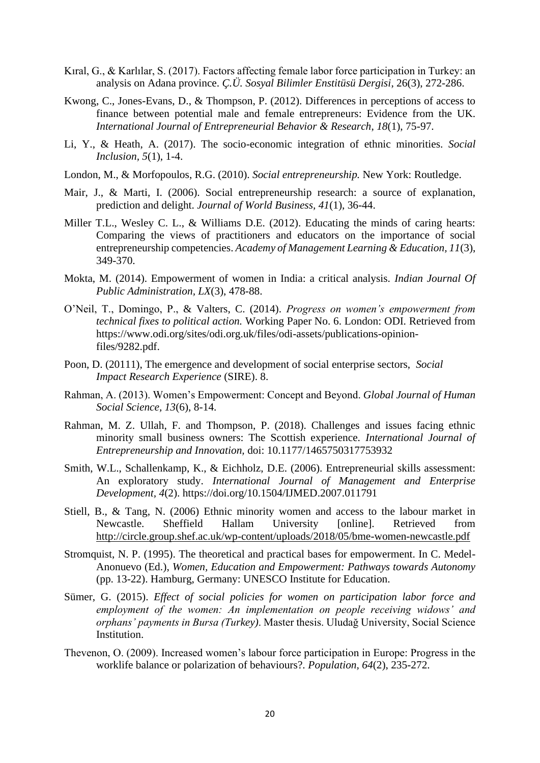Kıral, G., & Karlılar, S. (2017). Factors affecting female labor force participation in Turkey: an analysis on Adana province. *Ç.Ü. Sosyal Bilimler Enstitüsü Dergisi*, 26(3), 272-286.

Kwong, C., Jones-Evans, D., & Thompson, P. (2012). Differences in perceptions of access to finance between potential male and female entrepreneurs: Evidence from the UK. *International Journal of Entrepreneurial Behavior & Research*, *18*(1), 75-97.

Li, Y., & Heath, A. (2017). The socio-economic integration of ethnic minorities. *Social Inclusion, 5*(1), 1-4.

London, M., & Morfopoulos, R.G. (2010). *Social entrepreneurship.* New York: Routledge.

Mair, J., & Marti, I. (2006). Social entrepreneurship research: a source of explanation, prediction and delight. *Journal of World Business, 41*(1), 36-44.

Miller T.L., Wesley C. L., & Williams D.E. (2012). Educating the minds of caring hearts: Comparing the views of practitioners and educators on the importance of social entrepreneurship competencies. *Academy of Management Learning & Education, 11*(3), 349-370.

Mokta, M. (2014). Empowerment of women in India: a critical analysis. *Indian Journal Of Public Administration, LX*(3), 478-88.

O'Neil, T., Domingo, P., & Valters, C. (2014). *Progress on women's empowerment from technical fixes to political action.* Working Paper No. 6. London: ODI. Retrieved from https://www.odi.org/sites/odi.org.uk/files/odi-assets/publications-opinion-files/9282.pdf.

Poon, D. (20111), The emergence and development of social enterprise sectors, *Social Impact Research Experience* (SIRE). 8.

Rahman, A. (2013). Women's Empowerment: Concept and Beyond. *Global Journal of Human Social Science, 13*(6), 8-14.

Rahman, M. Z. Ullah, F. and Thompson, P. (2018). Challenges and issues facing ethnic minority small business owners: The Scottish experience. *International Journal of Entrepreneurship and Innovation,* doi: 10.1177/1465750317753932

Smith, W.L., Schallenkamp, K., & Eichholz, D.E. (2006). Entrepreneurial skills assessment: An exploratory study. *International Journal of Management and Enterprise Development, 4*(2). https://doi.org/10.1504/IJMED.2007.011791

Stiell, B., & Tang, N. (2006) Ethnic minority women and access to the labour market in Newcastle. Sheffield Hallam University [online]. Retrieved from http://circle.group.shef.ac.uk/wp-content/uploads/2018/05/bme-women-newcastle.pdf

Stromquist, N. P. (1995). The theoretical and practical bases for empowerment. In C. Medel-Anonuevo (Ed.), *Women, Education and Empowerment: Pathways towards Autonomy* (pp. 13-22). Hamburg, Germany: UNESCO Institute for Education.

Sümer, G. (2015). *Effect of social policies for women on participation labor force and employment of the women: An implementation on people receiving widows' and orphans' payments in Bursa (Turkey)*. Master thesis. Uludağ University, Social Science Institution.

Thevenon, O. (2009). Increased women's labour force participation in Europe: Progress in the worklife balance or polarization of behaviours?. *Population*, *64*(2), 235-272.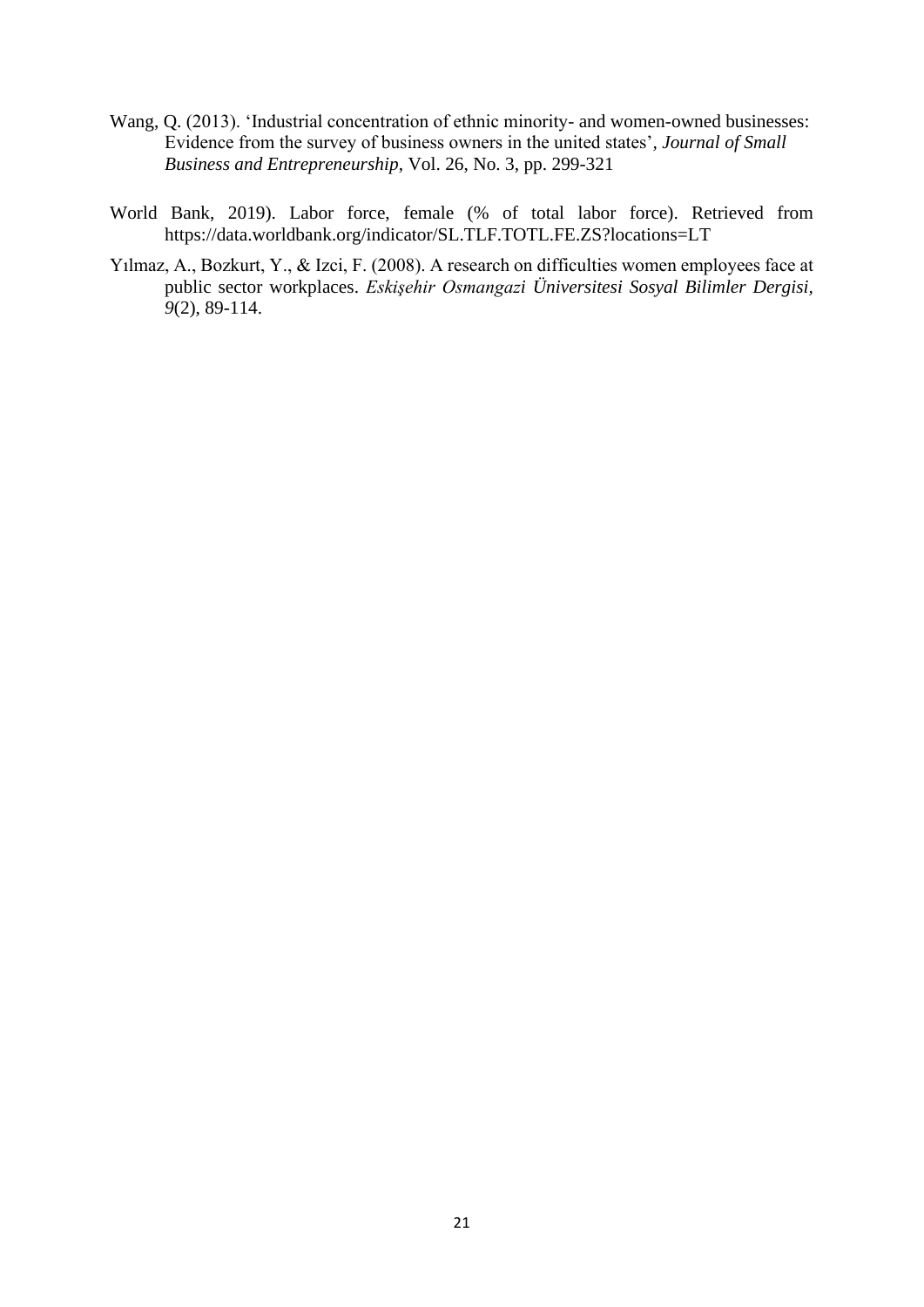Wang, Q. (2013). 'Industrial concentration of ethnic minority- and women-owned businesses: Evidence from the survey of business owners in the united states', *Journal of Small Business and Entrepreneurship*, Vol. 26, No. 3, pp. 299-321

World Bank, 2019). Labor force, female (% of total labor force). Retrieved from https://data.worldbank.org/indicator/SL.TLF.TOTL.FE.ZS?locations=LT

Yılmaz, A., Bozkurt, Y., & Izci, F. (2008). A research on difficulties women employees face at public sector workplaces. *Eskişehir Osmangazi Üniversitesi Sosyal Bilimler Dergisi, 9*(2), 89-114.